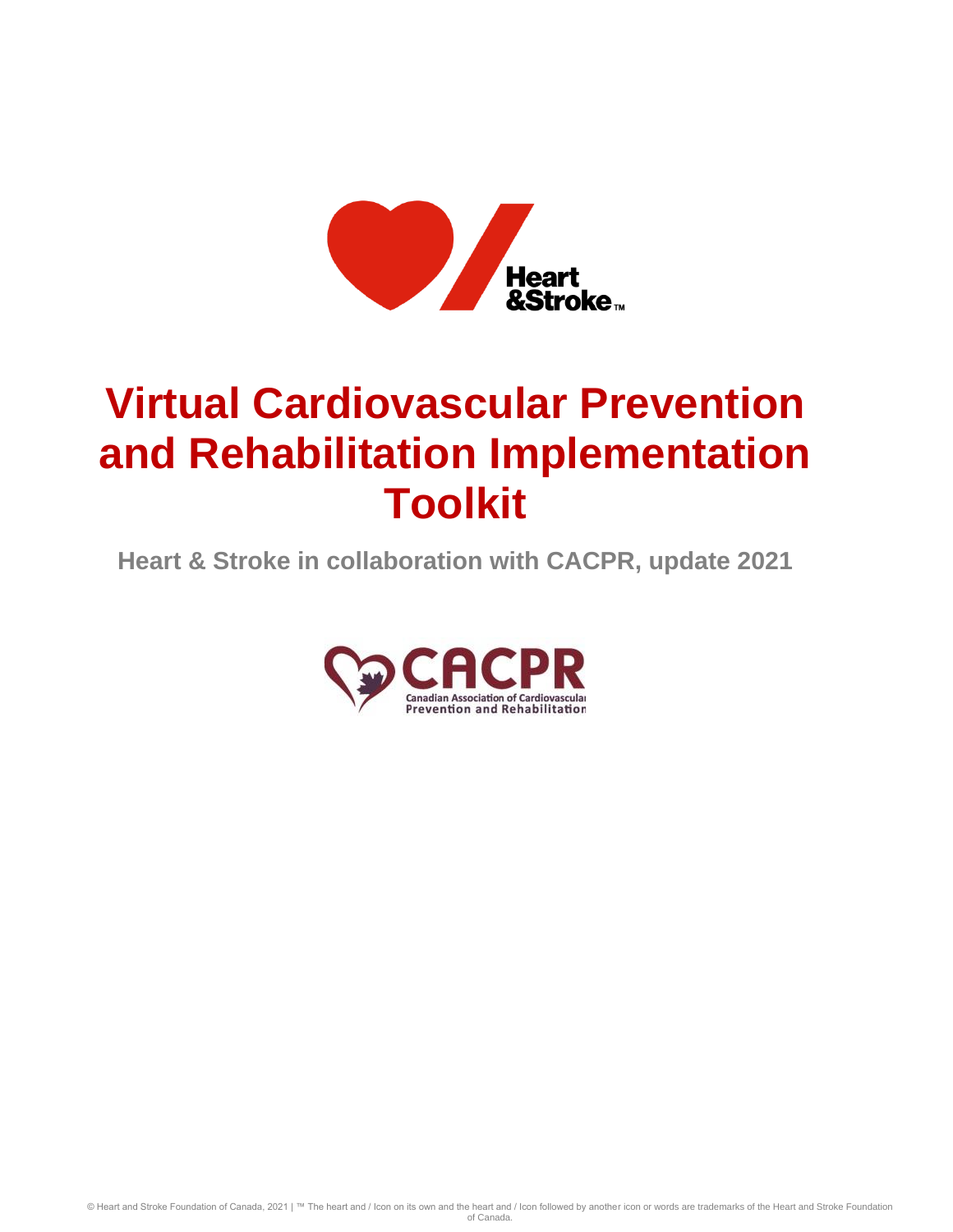# Virtual Cardiovascular Prevention and Rehabilitation Implementation Toolkit

**Heart & Stroke in collaboration with CACPR, update 2021**

© Heart and Stroke Foundation of Canada, 2021 | ™ The heart and / Icon on its own and the heart and / Icon followed by another icon or words are trademarks of the Heart and Stroke Foundation of Canada.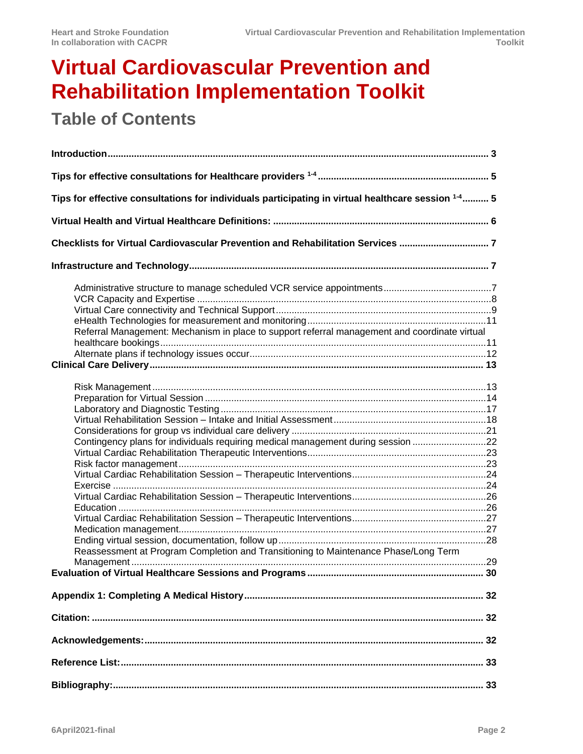# Virtual Cardiovascular Prevention and Rehabilitation Implementation Toolkit

## Table of Contents

**Introduction** .......... 3

**Tips for effective consultations for Healthcare providers [1-4]** .......... 5

**Tips for effective consultations for individuals participating in virtual healthcare session [1-4]** .......... 5

**Virtual Health and Virtual Healthcare Definitions:** .......... 6

**Checklists for Virtual Cardiovascular Prevention and Rehabilitation Services** .......... 7

**Infrastructure and Technology** .......... 7

- Administrative structure to manage scheduled VCR service appointments .......... 7
- VCR Capacity and Expertise .......... 8
- Virtual Care connectivity and Technical Support .......... 9
- eHealth Technologies for measurement and monitoring .......... 11
- Referral Management: Mechanism in place to support referral management and coordinate virtual healthcare bookings .......... 11
- Alternate plans if technology issues occur .......... 12

**Clinical Care Delivery** .......... 13

- Risk Management .......... 13
- Preparation for Virtual Session .......... 14
- Laboratory and Diagnostic Testing .......... 17
- Virtual Rehabilitation Session – Intake and Initial Assessment .......... 18
- Considerations for group vs individual care delivery .......... 21
- Contingency plans for individuals requiring medical management during session .......... 22
- Virtual Cardiac Rehabilitation Therapeutic Interventions .......... 23
- Risk factor management .......... 23
- Virtual Cardiac Rehabilitation Session – Therapeutic Interventions .......... 24
- Exercise .......... 24
- Virtual Cardiac Rehabilitation Session – Therapeutic Interventions .......... 26
- Education .......... 26
- Virtual Cardiac Rehabilitation Session – Therapeutic Interventions .......... 27
- Medication management .......... 27
- Ending virtual session, documentation, follow up .......... 28
- Reassessment at Program Completion and Transitioning to Maintenance Phase/Long Term Management .......... 29

**Evaluation of Virtual Healthcare Sessions and Programs** .......... 30

**Appendix 1: Completing A Medical History** .......... 32

**Citation:** .......... 32

**Acknowledgements:** .......... 32

**Reference List:** .......... 33

**Bibliography:** .......... 33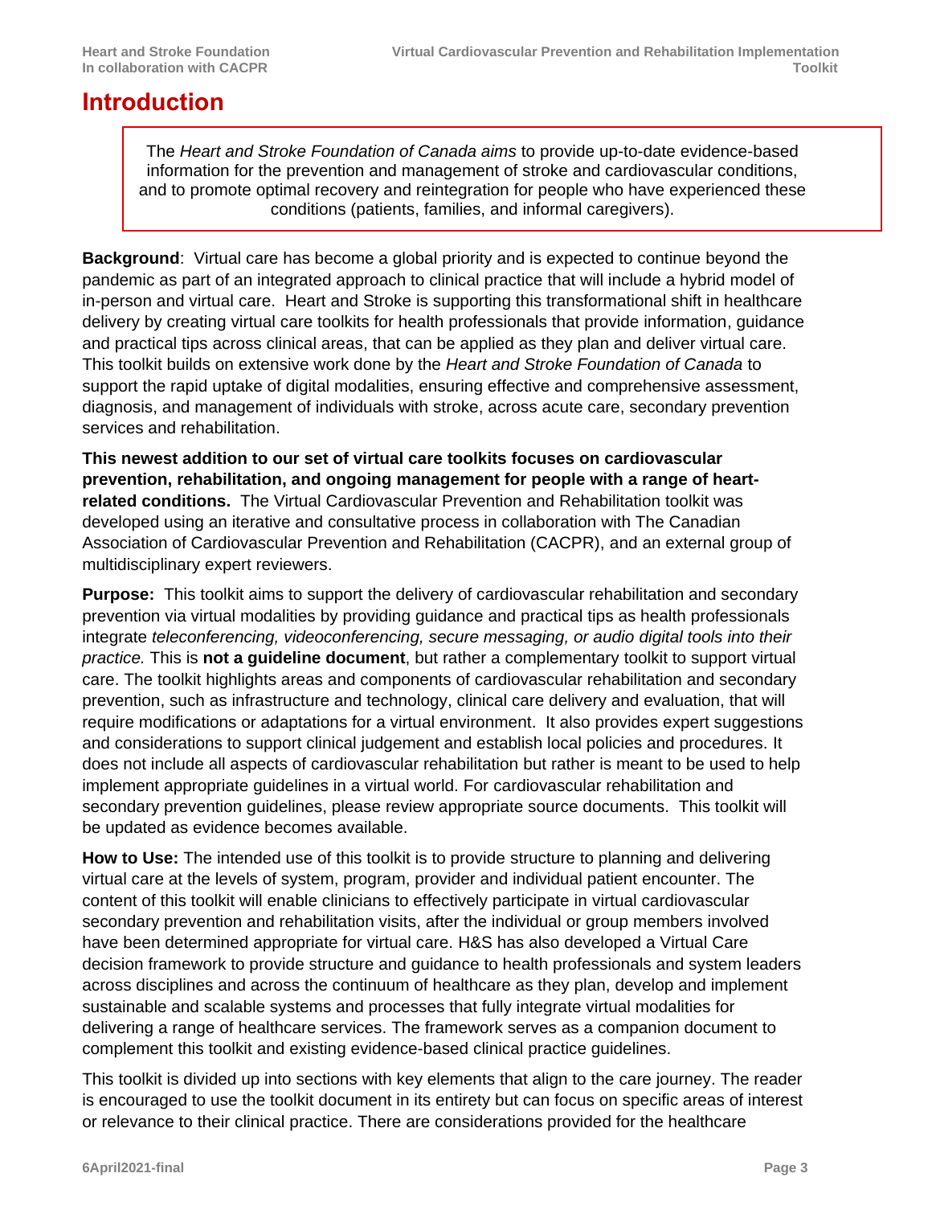# Introduction

> The *Heart and Stroke Foundation of Canada aims* to provide up-to-date evidence-based information for the prevention and management of stroke and cardiovascular conditions, and to promote optimal recovery and reintegration for people who have experienced these conditions (patients, families, and informal caregivers).

**Background**: Virtual care has become a global priority and is expected to continue beyond the pandemic as part of an integrated approach to clinical practice that will include a hybrid model of in-person and virtual care. Heart and Stroke is supporting this transformational shift in healthcare delivery by creating virtual care toolkits for health professionals that provide information, guidance and practical tips across clinical areas, that can be applied as they plan and deliver virtual care. This toolkit builds on extensive work done by the *Heart and Stroke Foundation of Canada* to support the rapid uptake of digital modalities, ensuring effective and comprehensive assessment, diagnosis, and management of individuals with stroke, across acute care, secondary prevention services and rehabilitation.

**This newest addition to our set of virtual care toolkits focuses on cardiovascular prevention, rehabilitation, and ongoing management for people with a range of heart-related conditions.** The Virtual Cardiovascular Prevention and Rehabilitation toolkit was developed using an iterative and consultative process in collaboration with The Canadian Association of Cardiovascular Prevention and Rehabilitation (CACPR), and an external group of multidisciplinary expert reviewers.

**Purpose:** This toolkit aims to support the delivery of cardiovascular rehabilitation and secondary prevention via virtual modalities by providing guidance and practical tips as health professionals integrate *teleconferencing, videoconferencing, secure messaging, or audio digital tools into their practice.* This is **not a guideline document**, but rather a complementary toolkit to support virtual care. The toolkit highlights areas and components of cardiovascular rehabilitation and secondary prevention, such as infrastructure and technology, clinical care delivery and evaluation, that will require modifications or adaptations for a virtual environment. It also provides expert suggestions and considerations to support clinical judgement and establish local policies and procedures. It does not include all aspects of cardiovascular rehabilitation but rather is meant to be used to help implement appropriate guidelines in a virtual world. For cardiovascular rehabilitation and secondary prevention guidelines, please review appropriate source documents. This toolkit will be updated as evidence becomes available.

**How to Use:** The intended use of this toolkit is to provide structure to planning and delivering virtual care at the levels of system, program, provider and individual patient encounter. The content of this toolkit will enable clinicians to effectively participate in virtual cardiovascular secondary prevention and rehabilitation visits, after the individual or group members involved have been determined appropriate for virtual care. H&S has also developed a Virtual Care decision framework to provide structure and guidance to health professionals and system leaders across disciplines and across the continuum of healthcare as they plan, develop and implement sustainable and scalable systems and processes that fully integrate virtual modalities for delivering a range of healthcare services. The framework serves as a companion document to complement this toolkit and existing evidence-based clinical practice guidelines.

This toolkit is divided up into sections with key elements that align to the care journey. The reader is encouraged to use the toolkit document in its entirety but can focus on specific areas of interest or relevance to their clinical practice. There are considerations provided for the healthcare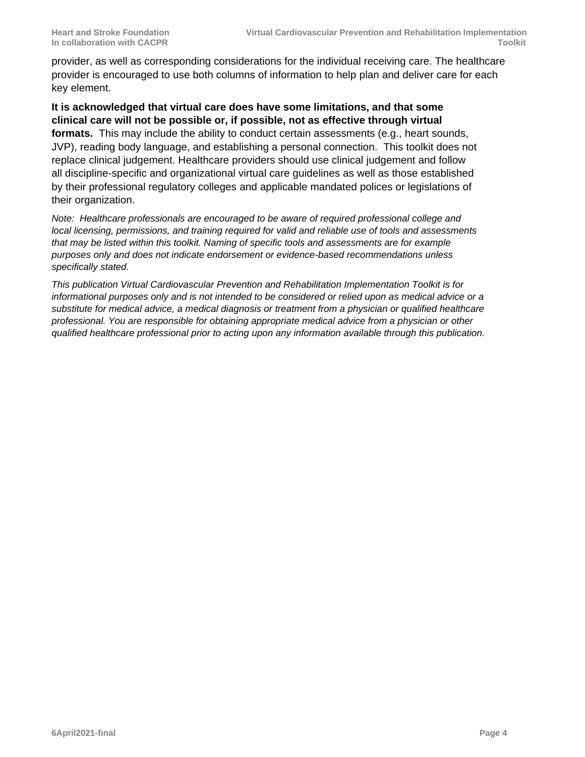provider, as well as corresponding considerations for the individual receiving care. The healthcare provider is encouraged to use both columns of information to help plan and deliver care for each key element.

**It is acknowledged that virtual care does have some limitations, and that some clinical care will not be possible or, if possible, not as effective through virtual formats.** This may include the ability to conduct certain assessments (e.g., heart sounds, JVP), reading body language, and establishing a personal connection. This toolkit does not replace clinical judgement. Healthcare providers should use clinical judgement and follow all discipline-specific and organizational virtual care guidelines as well as those established by their professional regulatory colleges and applicable mandated polices or legislations of their organization.

*Note: Healthcare professionals are encouraged to be aware of required professional college and local licensing, permissions, and training required for valid and reliable use of tools and assessments that may be listed within this toolkit. Naming of specific tools and assessments are for example purposes only and does not indicate endorsement or evidence-based recommendations unless specifically stated.*

*This publication Virtual Cardiovascular Prevention and Rehabilitation Implementation Toolkit is for informational purposes only and is not intended to be considered or relied upon as medical advice or a substitute for medical advice, a medical diagnosis or treatment from a physician or qualified healthcare professional. You are responsible for obtaining appropriate medical advice from a physician or other qualified healthcare professional prior to acting upon any information available through this publication.*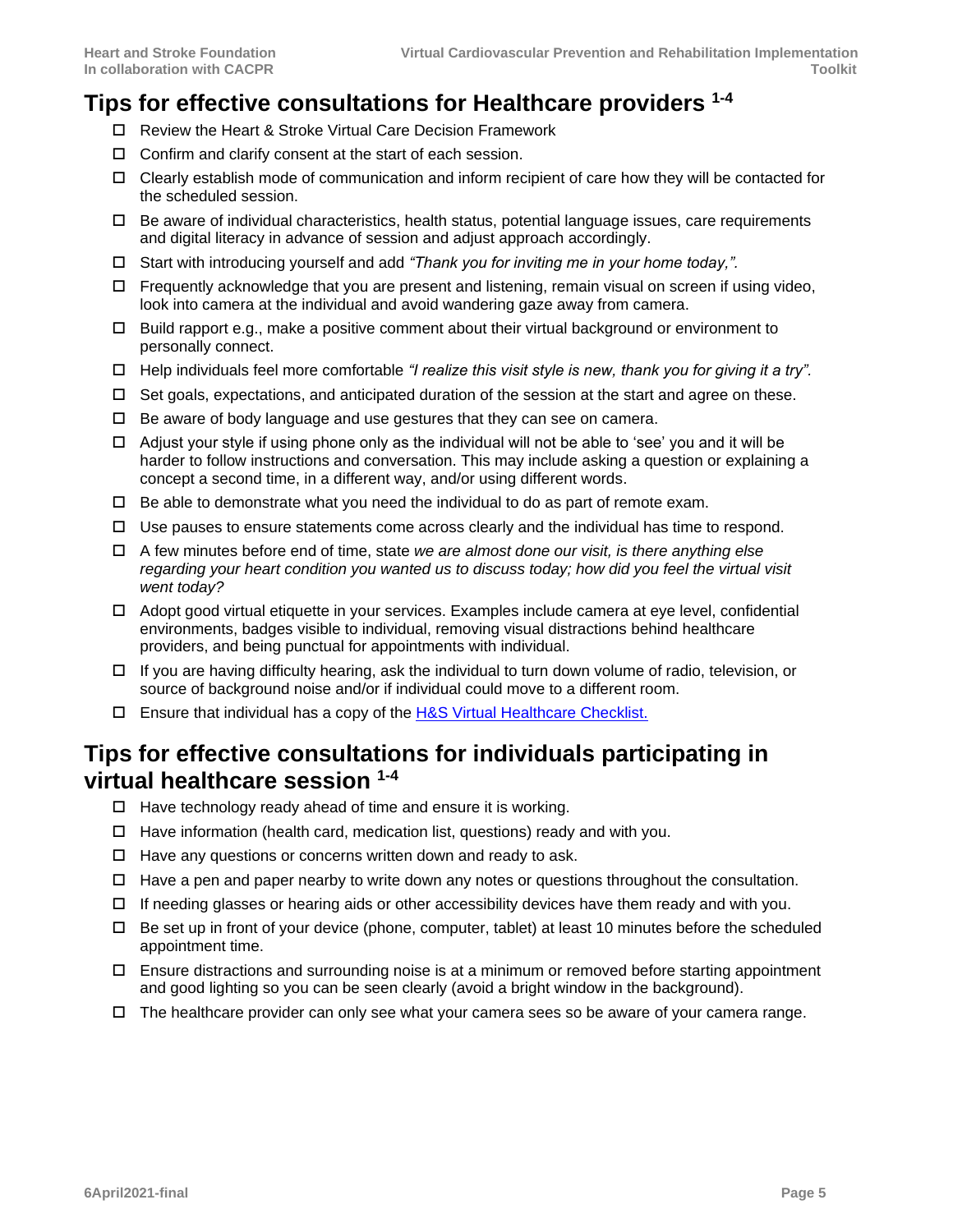## Tips for effective consultations for Healthcare providers [1-4]

- ☐ Review the Heart & Stroke Virtual Care Decision Framework
- ☐ Confirm and clarify consent at the start of each session.
- ☐ Clearly establish mode of communication and inform recipient of care how they will be contacted for the scheduled session.
- ☐ Be aware of individual characteristics, health status, potential language issues, care requirements and digital literacy in advance of session and adjust approach accordingly.
- ☐ Start with introducing yourself and add *"Thank you for inviting me in your home today,".*
- ☐ Frequently acknowledge that you are present and listening, remain visual on screen if using video, look into camera at the individual and avoid wandering gaze away from camera.
- ☐ Build rapport e.g., make a positive comment about their virtual background or environment to personally connect.
- ☐ Help individuals feel more comfortable *"I realize this visit style is new, thank you for giving it a try".*
- ☐ Set goals, expectations, and anticipated duration of the session at the start and agree on these.
- ☐ Be aware of body language and use gestures that they can see on camera.
- ☐ Adjust your style if using phone only as the individual will not be able to 'see' you and it will be harder to follow instructions and conversation. This may include asking a question or explaining a concept a second time, in a different way, and/or using different words.
- ☐ Be able to demonstrate what you need the individual to do as part of remote exam.
- ☐ Use pauses to ensure statements come across clearly and the individual has time to respond.
- ☐ A few minutes before end of time, state *we are almost done our visit, is there anything else regarding your heart condition you wanted us to discuss today; how did you feel the virtual visit went today?*
- ☐ Adopt good virtual etiquette in your services. Examples include camera at eye level, confidential environments, badges visible to individual, removing visual distractions behind healthcare providers, and being punctual for appointments with individual.
- ☐ If you are having difficulty hearing, ask the individual to turn down volume of radio, television, or source of background noise and/or if individual could move to a different room.
- ☐ Ensure that individual has a copy of the H&S Virtual Healthcare Checklist.

## Tips for effective consultations for individuals participating in virtual healthcare session [1-4]

- ☐ Have technology ready ahead of time and ensure it is working.
- ☐ Have information (health card, medication list, questions) ready and with you.
- ☐ Have any questions or concerns written down and ready to ask.
- ☐ Have a pen and paper nearby to write down any notes or questions throughout the consultation.
- ☐ If needing glasses or hearing aids or other accessibility devices have them ready and with you.
- ☐ Be set up in front of your device (phone, computer, tablet) at least 10 minutes before the scheduled appointment time.
- ☐ Ensure distractions and surrounding noise is at a minimum or removed before starting appointment and good lighting so you can be seen clearly (avoid a bright window in the background).
- ☐ The healthcare provider can only see what your camera sees so be aware of your camera range.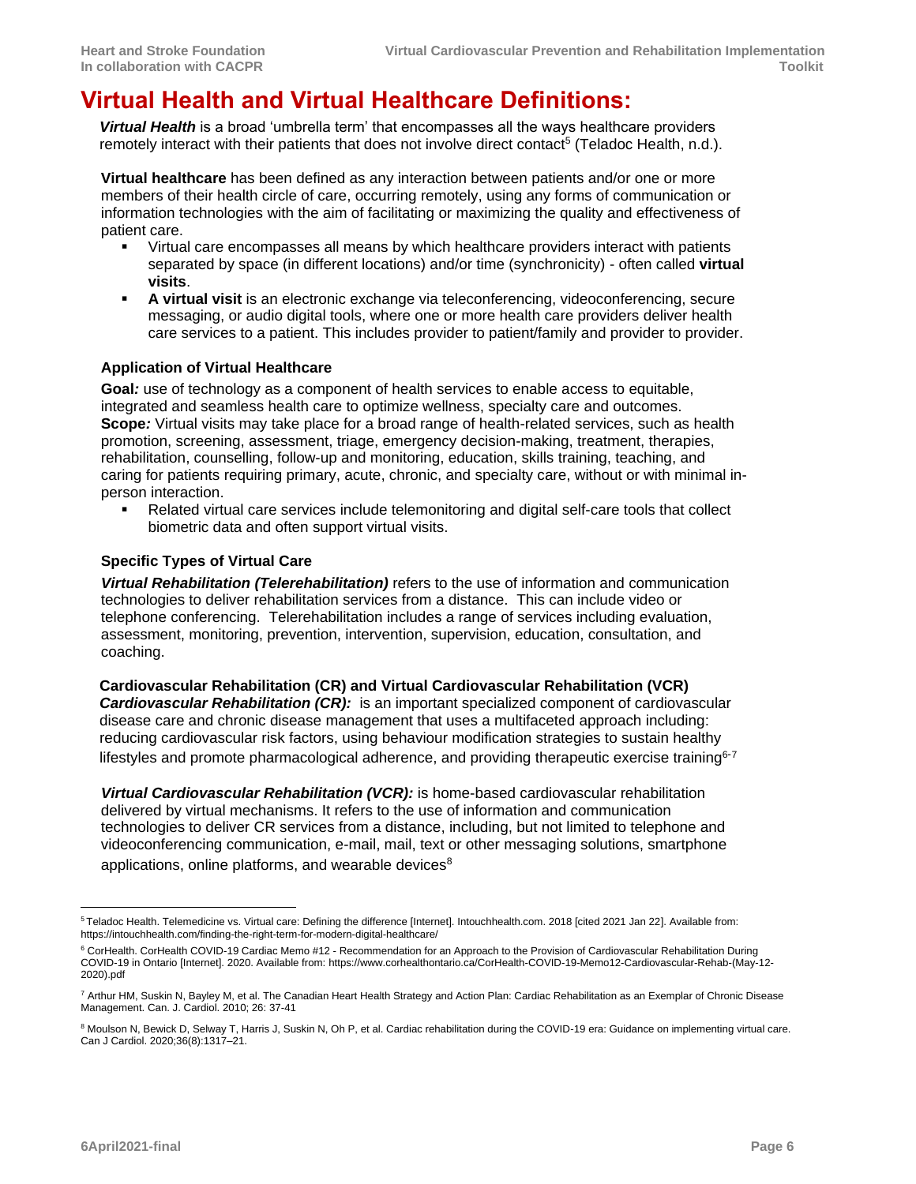# Virtual Health and Virtual Healthcare Definitions:

***Virtual Health*** is a broad 'umbrella term' that encompasses all the ways healthcare providers remotely interact with their patients that does not involve direct contact[5] (Teladoc Health, n.d.).

**Virtual healthcare** has been defined as any interaction between patients and/or one or more members of their health circle of care, occurring remotely, using any forms of communication or information technologies with the aim of facilitating or maximizing the quality and effectiveness of patient care.

- Virtual care encompasses all means by which healthcare providers interact with patients separated by space (in different locations) and/or time (synchronicity) - often called **virtual visits**.
- **A virtual visit** is an electronic exchange via teleconferencing, videoconferencing, secure messaging, or audio digital tools, where one or more health care providers deliver health care services to a patient. This includes provider to patient/family and provider to provider.

### Application of Virtual Healthcare

**Goal***:* use of technology as a component of health services to enable access to equitable, integrated and seamless health care to optimize wellness, specialty care and outcomes.
**Scope***:* Virtual visits may take place for a broad range of health-related services, such as health promotion, screening, assessment, triage, emergency decision-making, treatment, therapies, rehabilitation, counselling, follow-up and monitoring, education, skills training, teaching, and caring for patients requiring primary, acute, chronic, and specialty care, without or with minimal in-person interaction.

- Related virtual care services include telemonitoring and digital self-care tools that collect biometric data and often support virtual visits.

### Specific Types of Virtual Care

***Virtual Rehabilitation (Telerehabilitation)*** refers to the use of information and communication technologies to deliver rehabilitation services from a distance. This can include video or telephone conferencing. Telerehabilitation includes a range of services including evaluation, assessment, monitoring, prevention, intervention, supervision, education, consultation, and coaching.

**Cardiovascular Rehabilitation (CR) and Virtual Cardiovascular Rehabilitation (VCR)**
***Cardiovascular Rehabilitation (CR):*** is an important specialized component of cardiovascular disease care and chronic disease management that uses a multifaceted approach including: reducing cardiovascular risk factors, using behaviour modification strategies to sustain healthy lifestyles and promote pharmacological adherence, and providing therapeutic exercise training[6-7]

***Virtual Cardiovascular Rehabilitation (VCR):*** is home-based cardiovascular rehabilitation delivered by virtual mechanisms. It refers to the use of information and communication technologies to deliver CR services from a distance, including, but not limited to telephone and videoconferencing communication, e-mail, mail, text or other messaging solutions, smartphone applications, online platforms, and wearable devices[8]

---

[5] Teladoc Health. Telemedicine vs. Virtual care: Defining the difference [Internet]. Intouchhealth.com. 2018 [cited 2021 Jan 22]. Available from: https://intouchhealth.com/finding-the-right-term-for-modern-digital-healthcare/

[6] CorHealth. CorHealth COVID-19 Cardiac Memo #12 - Recommendation for an Approach to the Provision of Cardiovascular Rehabilitation During COVID-19 in Ontario [Internet]. 2020. Available from: https://www.corhealthontario.ca/CorHealth-COVID-19-Memo12-Cardiovascular-Rehab-(May-12-2020).pdf

[7] Arthur HM, Suskin N, Bayley M, et al. The Canadian Heart Health Strategy and Action Plan: Cardiac Rehabilitation as an Exemplar of Chronic Disease Management. Can. J. Cardiol. 2010; 26: 37-41

[8] Moulson N, Bewick D, Selway T, Harris J, Suskin N, Oh P, et al. Cardiac rehabilitation during the COVID-19 era: Guidance on implementing virtual care. Can J Cardiol. 2020;36(8):1317–21.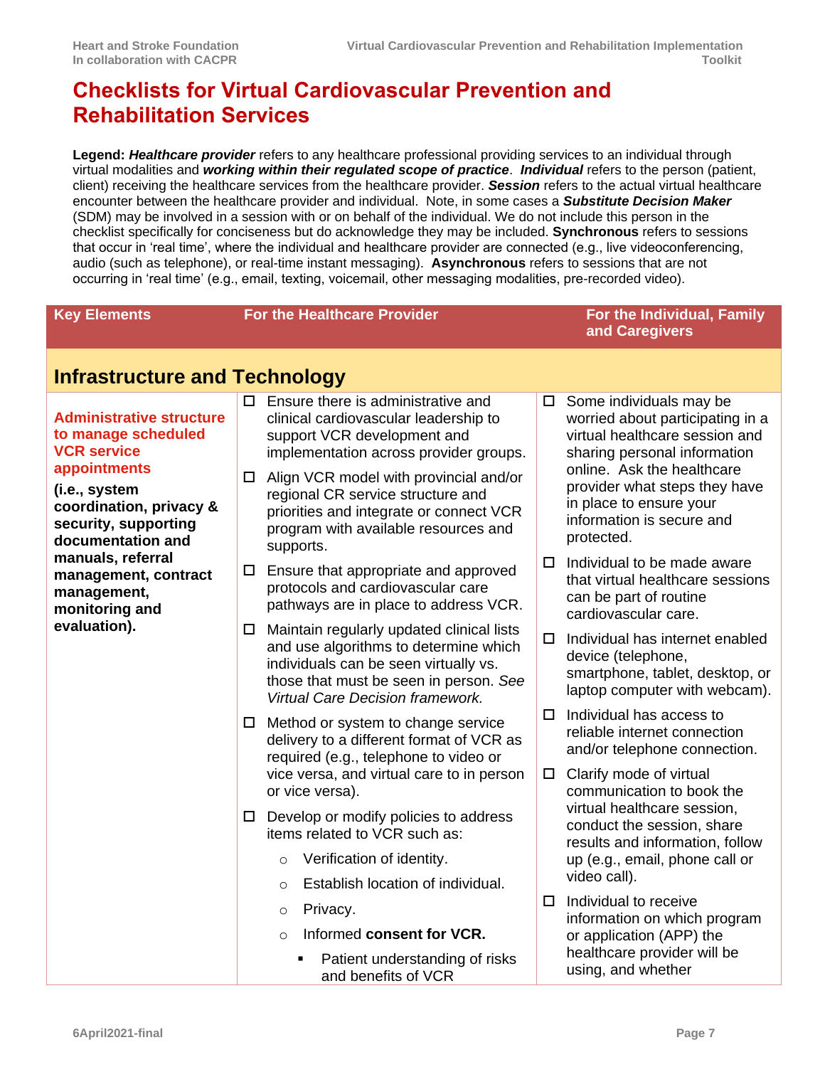# Checklists for Virtual Cardiovascular Prevention and Rehabilitation Services

**Legend:** ***Healthcare provider*** refers to any healthcare professional providing services to an individual through virtual modalities and ***working within their regulated scope of practice***. ***Individual*** refers to the person (patient, client) receiving the healthcare services from the healthcare provider. ***Session*** refers to the actual virtual healthcare encounter between the healthcare provider and individual. Note, in some cases a ***Substitute Decision Maker*** (SDM) may be involved in a session with or on behalf of the individual. We do not include this person in the checklist specifically for conciseness but do acknowledge they may be included. **Synchronous** refers to sessions that occur in 'real time', where the individual and healthcare provider are connected (e.g., live videoconferencing, audio (such as telephone), or real-time instant messaging). **Asynchronous** refers to sessions that are not occurring in 'real time' (e.g., email, texting, voicemail, other messaging modalities, pre-recorded video).

| Key Elements | For the Healthcare Provider | For the Individual, Family and Caregivers |
|---|---|---|
| **Infrastructure and Technology** | | |
| **Administrative structure to manage scheduled VCR service appointments** <br><br> **(i.e., system coordination, privacy & security, supporting documentation and manuals, referral management, contract management, monitoring and evaluation).** | ☐ Ensure there is administrative and clinical cardiovascular leadership to support VCR development and implementation across provider groups. <br><br> ☐ Align VCR model with provincial and/or regional CR service structure and priorities and integrate or connect VCR program with available resources and supports. <br><br> ☐ Ensure that appropriate and approved protocols and cardiovascular care pathways are in place to address VCR. <br><br> ☐ Maintain regularly updated clinical lists and use algorithms to determine which individuals can be seen virtually vs. those that must be seen in person. *See Virtual Care Decision framework.* <br><br> ☐ Method or system to change service delivery to a different format of VCR as required (e.g., telephone to video or vice versa, and virtual care to in person or vice versa). <br><br> ☐ Develop or modify policies to address items related to VCR such as: <br> ○ Verification of identity. <br> ○ Establish location of individual. <br> ○ Privacy. <br> ○ Informed **consent for VCR.** <br> ▪ Patient understanding of risks and benefits of VCR | ☐ Some individuals may be worried about participating in a virtual healthcare session and sharing personal information online. Ask the healthcare provider what steps they have in place to ensure your information is secure and protected. <br><br> ☐ Individual to be made aware that virtual healthcare sessions can be part of routine cardiovascular care. <br><br> ☐ Individual has internet enabled device (telephone, smartphone, tablet, desktop, or laptop computer with webcam). <br><br> ☐ Individual has access to reliable internet connection and/or telephone connection. <br><br> ☐ Clarify mode of virtual communication to book the virtual healthcare session, conduct the session, share results and information, follow up (e.g., email, phone call or video call). <br><br> ☐ Individual to receive information on which program or application (APP) the healthcare provider will be using, and whether |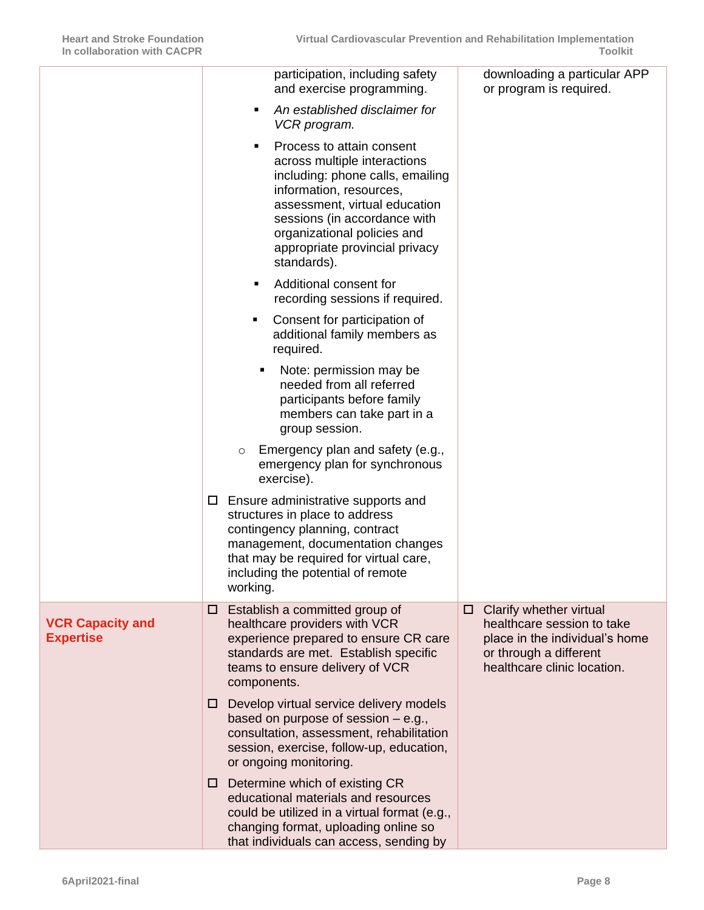| | | |
|---|---|---|
| | participation, including safety and exercise programming.<br>▪ *An established disclaimer for VCR program.*<br>▪ Process to attain consent across multiple interactions including: phone calls, emailing information, resources, assessment, virtual education sessions (in accordance with organizational policies and appropriate provincial privacy standards).<br>▪ Additional consent for recording sessions if required.<br>▪ Consent for participation of additional family members as required.<br>▪ Note: permission may be needed from all referred participants before family members can take part in a group session.<br>○ Emergency plan and safety (e.g., emergency plan for synchronous exercise).<br>☐ Ensure administrative supports and structures in place to address contingency planning, contract management, documentation changes that may be required for virtual care, including the potential of remote working. | downloading a particular APP or program is required. |
| **VCR Capacity and Expertise** | ☐ Establish a committed group of healthcare providers with VCR experience prepared to ensure CR care standards are met. Establish specific teams to ensure delivery of VCR components.<br>☐ Develop virtual service delivery models based on purpose of session – e.g., consultation, assessment, rehabilitation session, exercise, follow-up, education, or ongoing monitoring.<br>☐ Determine which of existing CR educational materials and resources could be utilized in a virtual format (e.g., changing format, uploading online so that individuals can access, sending by | ☐ Clarify whether virtual healthcare session to take place in the individual's home or through a different healthcare clinic location. |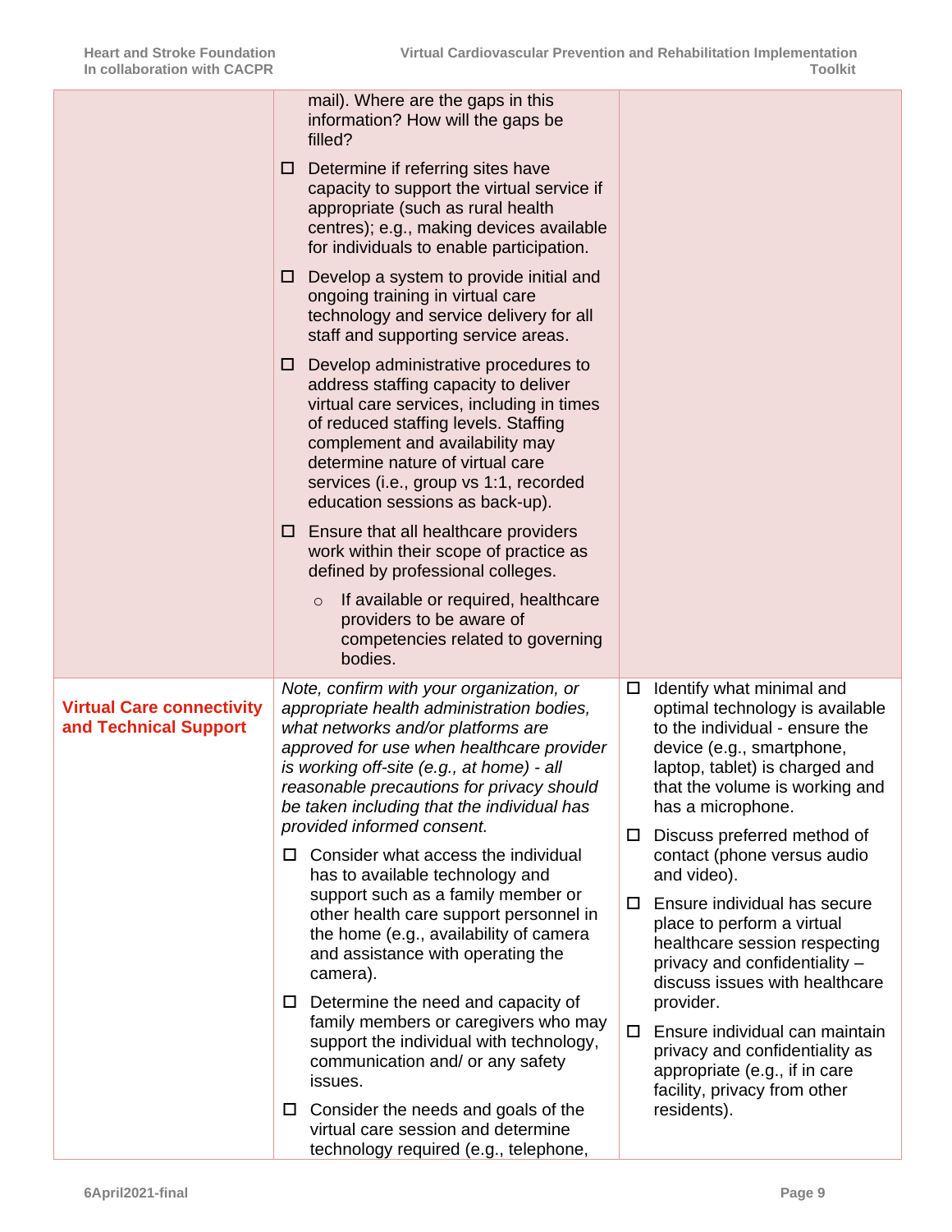| | | |
|---|---|---|
| | mail). Where are the gaps in this information? How will the gaps be filled?<br><br>☐ Determine if referring sites have capacity to support the virtual service if appropriate (such as rural health centres); e.g., making devices available for individuals to enable participation.<br><br>☐ Develop a system to provide initial and ongoing training in virtual care technology and service delivery for all staff and supporting service areas.<br><br>☐ Develop administrative procedures to address staffing capacity to deliver virtual care services, including in times of reduced staffing levels. Staffing complement and availability may determine nature of virtual care services (i.e., group vs 1:1, recorded education sessions as back-up).<br><br>☐ Ensure that all healthcare providers work within their scope of practice as defined by professional colleges.<br><br>○ If available or required, healthcare providers to be aware of competencies related to governing bodies. | |
| **Virtual Care connectivity and Technical Support** | *Note, confirm with your organization, or appropriate health administration bodies, what networks and/or platforms are approved for use when healthcare provider is working off-site (e.g., at home) - all reasonable precautions for privacy should be taken including that the individual has provided informed consent.*<br><br>☐ Consider what access the individual has to available technology and support such as a family member or other health care support personnel in the home (e.g., availability of camera and assistance with operating the camera).<br><br>☐ Determine the need and capacity of family members or caregivers who may support the individual with technology, communication and/ or any safety issues.<br><br>☐ Consider the needs and goals of the virtual care session and determine technology required (e.g., telephone, | ☐ Identify what minimal and optimal technology is available to the individual - ensure the device (e.g., smartphone, laptop, tablet) is charged and that the volume is working and has a microphone.<br><br>☐ Discuss preferred method of contact (phone versus audio and video).<br><br>☐ Ensure individual has secure place to perform a virtual healthcare session respecting privacy and confidentiality – discuss issues with healthcare provider.<br><br>☐ Ensure individual can maintain privacy and confidentiality as appropriate (e.g., if in care facility, privacy from other residents). |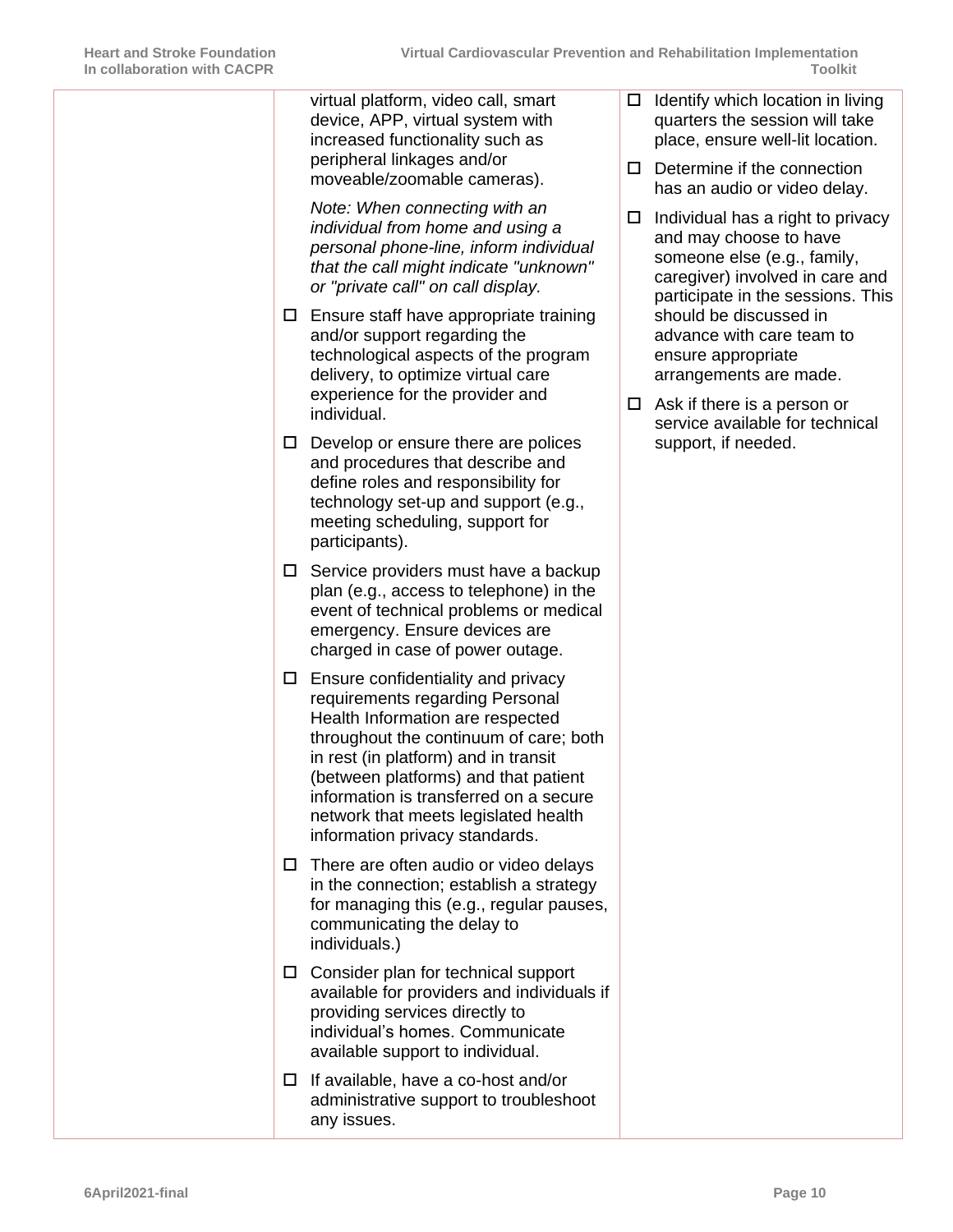| | | |
|---|---|---|
| | virtual platform, video call, smart device, APP, virtual system with increased functionality such as peripheral linkages and/or moveable/zoomable cameras).<br><br>*Note: When connecting with an individual from home and using a personal phone-line, inform individual that the call might indicate "unknown" or "private call" on call display.*<br><br>☐ Ensure staff have appropriate training and/or support regarding the technological aspects of the program delivery, to optimize virtual care experience for the provider and individual.<br><br>☐ Develop or ensure there are polices and procedures that describe and define roles and responsibility for technology set-up and support (e.g., meeting scheduling, support for participants).<br><br>☐ Service providers must have a backup plan (e.g., access to telephone) in the event of technical problems or medical emergency. Ensure devices are charged in case of power outage.<br><br>☐ Ensure confidentiality and privacy requirements regarding Personal Health Information are respected throughout the continuum of care; both in rest (in platform) and in transit (between platforms) and that patient information is transferred on a secure network that meets legislated health information privacy standards.<br><br>☐ There are often audio or video delays in the connection; establish a strategy for managing this (e.g., regular pauses, communicating the delay to individuals.)<br><br>☐ Consider plan for technical support available for providers and individuals if providing services directly to individual's homes. Communicate available support to individual.<br><br>☐ If available, have a co-host and/or administrative support to troubleshoot any issues. | ☐ Identify which location in living quarters the session will take place, ensure well-lit location.<br><br>☐ Determine if the connection has an audio or video delay.<br><br>☐ Individual has a right to privacy and may choose to have someone else (e.g., family, caregiver) involved in care and participate in the sessions. This should be discussed in advance with care team to ensure appropriate arrangements are made.<br><br>☐ Ask if there is a person or service available for technical support, if needed. |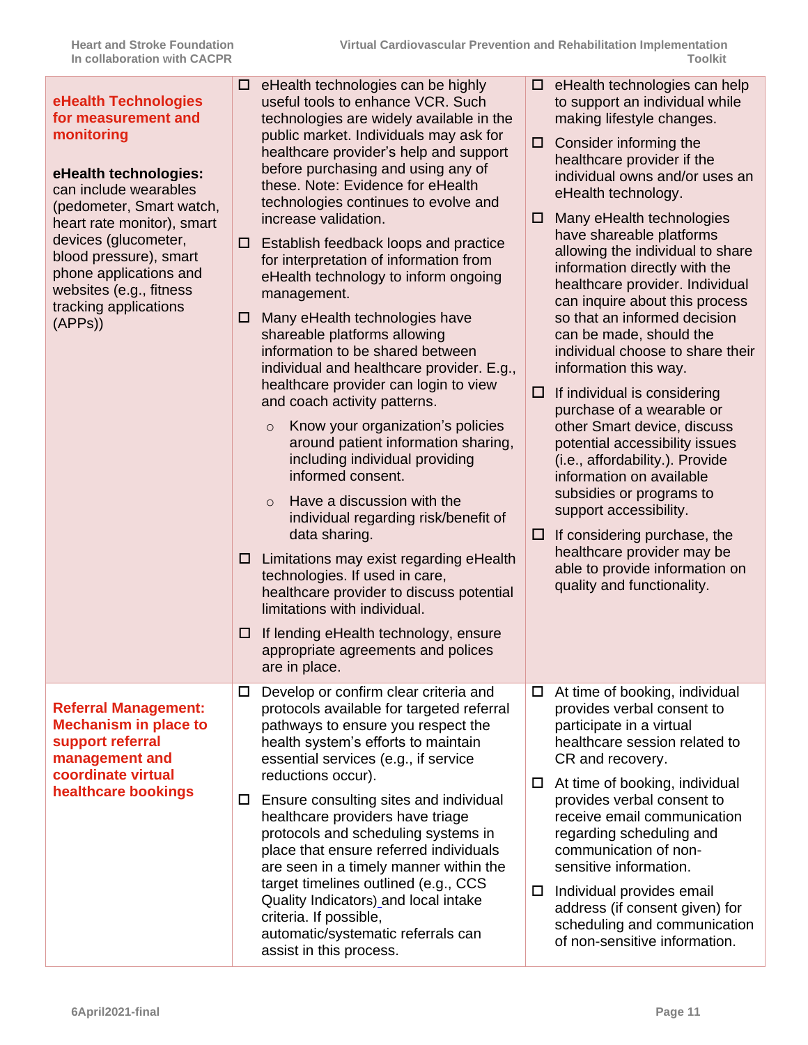| | | |
|---|---|---|
| **eHealth Technologies for measurement and monitoring**<br><br>**eHealth technologies:** can include wearables (pedometer, Smart watch, heart rate monitor), smart devices (glucometer, blood pressure), smart phone applications and websites (e.g., fitness tracking applications (APPs)) | ☐ eHealth technologies can be highly useful tools to enhance VCR. Such technologies are widely available in the public market. Individuals may ask for healthcare provider's help and support before purchasing and using any of these. Note: Evidence for eHealth technologies continues to evolve and increase validation.<br><br>☐ Establish feedback loops and practice for interpretation of information from eHealth technology to inform ongoing management.<br><br>☐ Many eHealth technologies have shareable platforms allowing information to be shared between individual and healthcare provider. E.g., healthcare provider can login to view and coach activity patterns.<br>&nbsp;&nbsp;&nbsp;&nbsp;○ Know your organization's policies around patient information sharing, including individual providing informed consent.<br>&nbsp;&nbsp;&nbsp;&nbsp;○ Have a discussion with the individual regarding risk/benefit of data sharing.<br><br>☐ Limitations may exist regarding eHealth technologies. If used in care, healthcare provider to discuss potential limitations with individual.<br><br>☐ If lending eHealth technology, ensure appropriate agreements and polices are in place. | ☐ eHealth technologies can help to support an individual while making lifestyle changes.<br><br>☐ Consider informing the healthcare provider if the individual owns and/or uses an eHealth technology.<br><br>☐ Many eHealth technologies have shareable platforms allowing the individual to share information directly with the healthcare provider. Individual can inquire about this process so that an informed decision can be made, should the individual choose to share their information this way.<br><br>☐ If individual is considering purchase of a wearable or other Smart device, discuss potential accessibility issues (i.e., affordability.). Provide information on available subsidies or programs to support accessibility.<br><br>☐ If considering purchase, the healthcare provider may be able to provide information on quality and functionality. |
| **Referral Management: Mechanism in place to support referral management and coordinate virtual healthcare bookings** | ☐ Develop or confirm clear criteria and protocols available for targeted referral pathways to ensure you respect the health system's efforts to maintain essential services (e.g., if service reductions occur).<br><br>☐ Ensure consulting sites and individual healthcare providers have triage protocols and scheduling systems in place that ensure referred individuals are seen in a timely manner within the target timelines outlined (e.g., CCS Quality Indicators) and local intake criteria. If possible, automatic/systematic referrals can assist in this process. | ☐ At time of booking, individual provides verbal consent to participate in a virtual healthcare session related to CR and recovery.<br><br>☐ At time of booking, individual provides verbal consent to receive email communication regarding scheduling and communication of non-sensitive information.<br><br>☐ Individual provides email address (if consent given) for scheduling and communication of non-sensitive information. |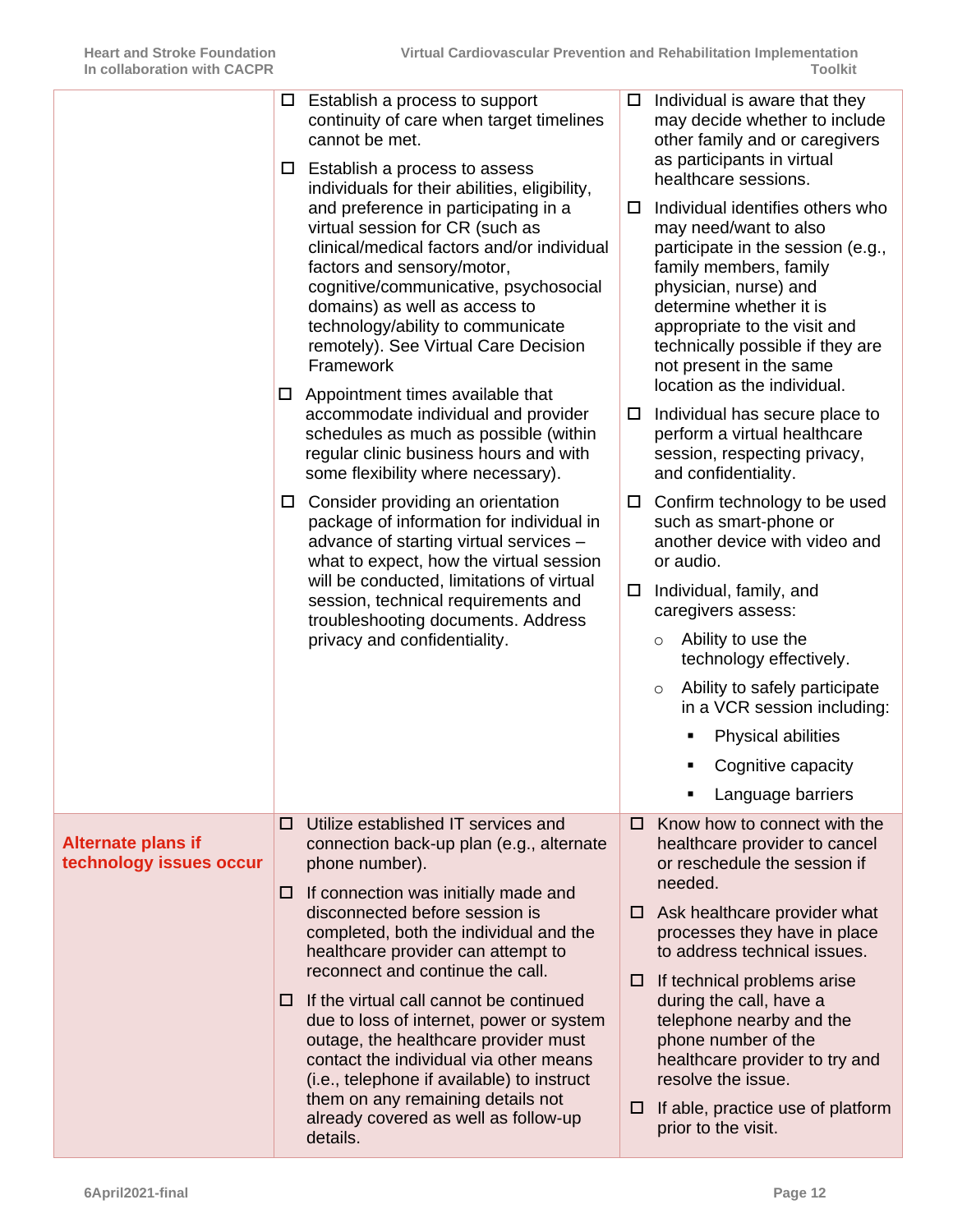| | | |
|---|---|---|
| | ☐ Establish a process to support continuity of care when target timelines cannot be met.<br><br>☐ Establish a process to assess individuals for their abilities, eligibility, and preference in participating in a virtual session for CR (such as clinical/medical factors and/or individual factors and sensory/motor, cognitive/communicative, psychosocial domains) as well as access to technology/ability to communicate remotely). See Virtual Care Decision Framework<br><br>☐ Appointment times available that accommodate individual and provider schedules as much as possible (within regular clinic business hours and with some flexibility where necessary).<br><br>☐ Consider providing an orientation package of information for individual in advance of starting virtual services – what to expect, how the virtual session will be conducted, limitations of virtual session, technical requirements and troubleshooting documents. Address privacy and confidentiality. | ☐ Individual is aware that they may decide whether to include other family and or caregivers as participants in virtual healthcare sessions.<br><br>☐ Individual identifies others who may need/want to also participate in the session (e.g., family members, family physician, nurse) and determine whether it is appropriate to the visit and technically possible if they are not present in the same location as the individual.<br><br>☐ Individual has secure place to perform a virtual healthcare session, respecting privacy, and confidentiality.<br><br>☐ Confirm technology to be used such as smart-phone or another device with video and or audio.<br><br>☐ Individual, family, and caregivers assess:<br>○ Ability to use the technology effectively.<br>○ Ability to safely participate in a VCR session including:<br>▪ Physical abilities<br>▪ Cognitive capacity<br>▪ Language barriers |
| **Alternate plans if technology issues occur** | ☐ Utilize established IT services and connection back-up plan (e.g., alternate phone number).<br><br>☐ If connection was initially made and disconnected before session is completed, both the individual and the healthcare provider can attempt to reconnect and continue the call.<br><br>☐ If the virtual call cannot be continued due to loss of internet, power or system outage, the healthcare provider must contact the individual via other means (i.e., telephone if available) to instruct them on any remaining details not already covered as well as follow-up details. | ☐ Know how to connect with the healthcare provider to cancel or reschedule the session if needed.<br><br>☐ Ask healthcare provider what processes they have in place to address technical issues.<br><br>☐ If technical problems arise during the call, have a telephone nearby and the phone number of the healthcare provider to try and resolve the issue.<br><br>☐ If able, practice use of platform prior to the visit. |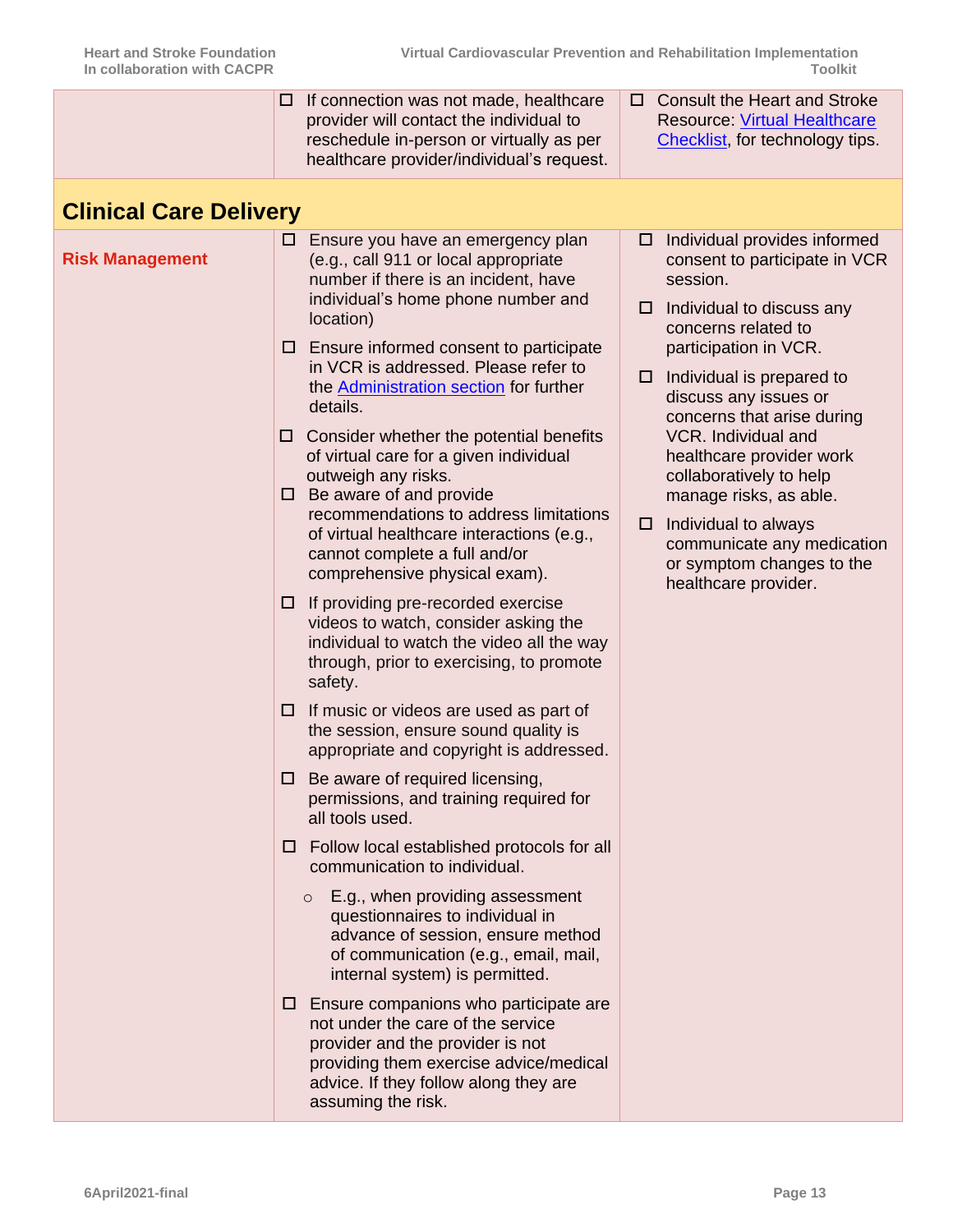| | | |
|---|---|---|
| | ☐ If connection was not made, healthcare provider will contact the individual to reschedule in-person or virtually as per healthcare provider/individual's request. | ☐ Consult the Heart and Stroke Resource: Virtual Healthcare Checklist, for technology tips. |

## Clinical Care Delivery

| | | |
|---|---|---|
| **Risk Management** | ☐ Ensure you have an emergency plan (e.g., call 911 or local appropriate number if there is an incident, have individual's home phone number and location)<br><br>☐ Ensure informed consent to participate in VCR is addressed. Please refer to the Administration section for further details.<br><br>☐ Consider whether the potential benefits of virtual care for a given individual outweigh any risks.<br><br>☐ Be aware of and provide recommendations to address limitations of virtual healthcare interactions (e.g., cannot complete a full and/or comprehensive physical exam).<br><br>☐ If providing pre-recorded exercise videos to watch, consider asking the individual to watch the video all the way through, prior to exercising, to promote safety.<br><br>☐ If music or videos are used as part of the session, ensure sound quality is appropriate and copyright is addressed.<br><br>☐ Be aware of required licensing, permissions, and training required for all tools used.<br><br>☐ Follow local established protocols for all communication to individual.<br>◦ E.g., when providing assessment questionnaires to individual in advance of session, ensure method of communication (e.g., email, mail, internal system) is permitted.<br><br>☐ Ensure companions who participate are not under the care of the service provider and the provider is not providing them exercise advice/medical advice. If they follow along they are assuming the risk. | ☐ Individual provides informed consent to participate in VCR session.<br><br>☐ Individual to discuss any concerns related to participation in VCR.<br><br>☐ Individual is prepared to discuss any issues or concerns that arise during VCR. Individual and healthcare provider work collaboratively to help manage risks, as able.<br><br>☐ Individual to always communicate any medication or symptom changes to the healthcare provider. |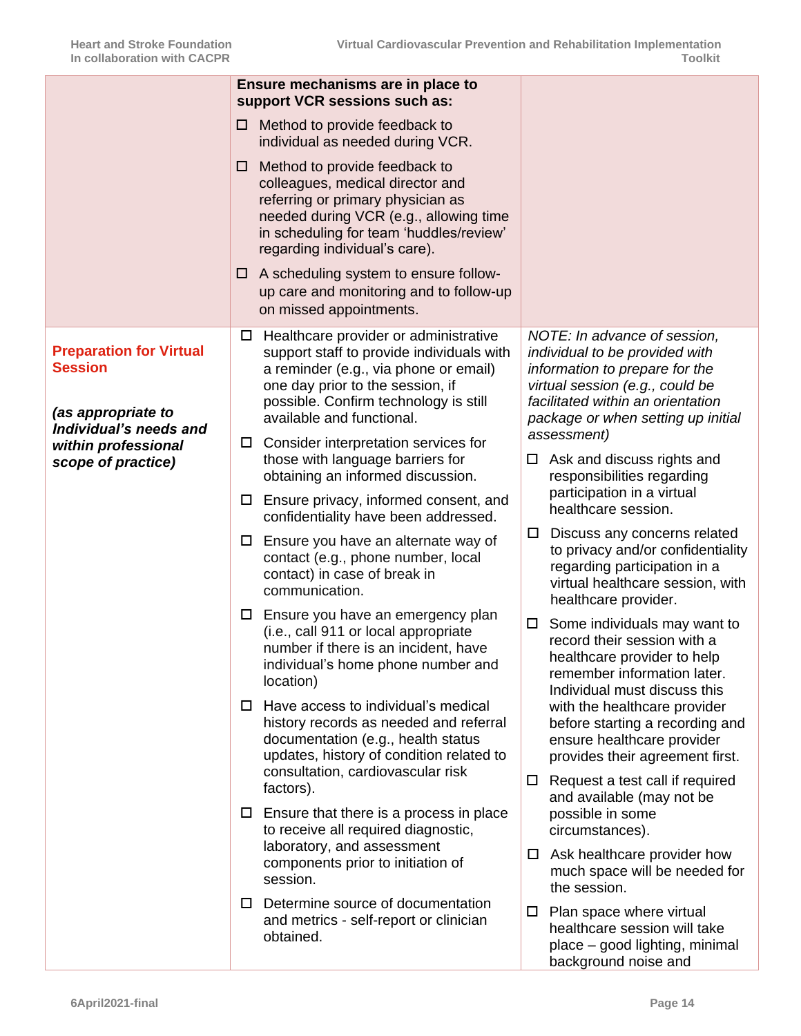| | | |
|---|---|---|
| | **Ensure mechanisms are in place to support VCR sessions such as:**<br><br>☐ Method to provide feedback to individual as needed during VCR.<br><br>☐ Method to provide feedback to colleagues, medical director and referring or primary physician as needed during VCR (e.g., allowing time in scheduling for team 'huddles/review' regarding individual's care).<br><br>☐ A scheduling system to ensure follow-up care and monitoring and to follow-up on missed appointments. | |
| **Preparation for Virtual Session**<br><br>***(as appropriate to Individual's needs and within professional scope of practice)*** | ☐ Healthcare provider or administrative support staff to provide individuals with a reminder (e.g., via phone or email) one day prior to the session, if possible. Confirm technology is still available and functional.<br><br>☐ Consider interpretation services for those with language barriers for obtaining an informed discussion.<br><br>☐ Ensure privacy, informed consent, and confidentiality have been addressed.<br><br>☐ Ensure you have an alternate way of contact (e.g., phone number, local contact) in case of break in communication.<br><br>☐ Ensure you have an emergency plan (i.e., call 911 or local appropriate number if there is an incident, have individual's home phone number and location)<br><br>☐ Have access to individual's medical history records as needed and referral documentation (e.g., health status updates, history of condition related to consultation, cardiovascular risk factors).<br><br>☐ Ensure that there is a process in place to receive all required diagnostic, laboratory, and assessment components prior to initiation of session.<br><br>☐ Determine source of documentation and metrics - self-report or clinician obtained. | *NOTE: In advance of session, individual to be provided with information to prepare for the virtual session (e.g., could be facilitated within an orientation package or when setting up initial assessment)*<br><br>☐ Ask and discuss rights and responsibilities regarding participation in a virtual healthcare session.<br><br>☐ Discuss any concerns related to privacy and/or confidentiality regarding participation in a virtual healthcare session, with healthcare provider.<br><br>☐ Some individuals may want to record their session with a healthcare provider to help remember information later. Individual must discuss this with the healthcare provider before starting a recording and ensure healthcare provider provides their agreement first.<br><br>☐ Request a test call if required and available (may not be possible in some circumstances).<br><br>☐ Ask healthcare provider how much space will be needed for the session.<br><br>☐ Plan space where virtual healthcare session will take place – good lighting, minimal background noise and |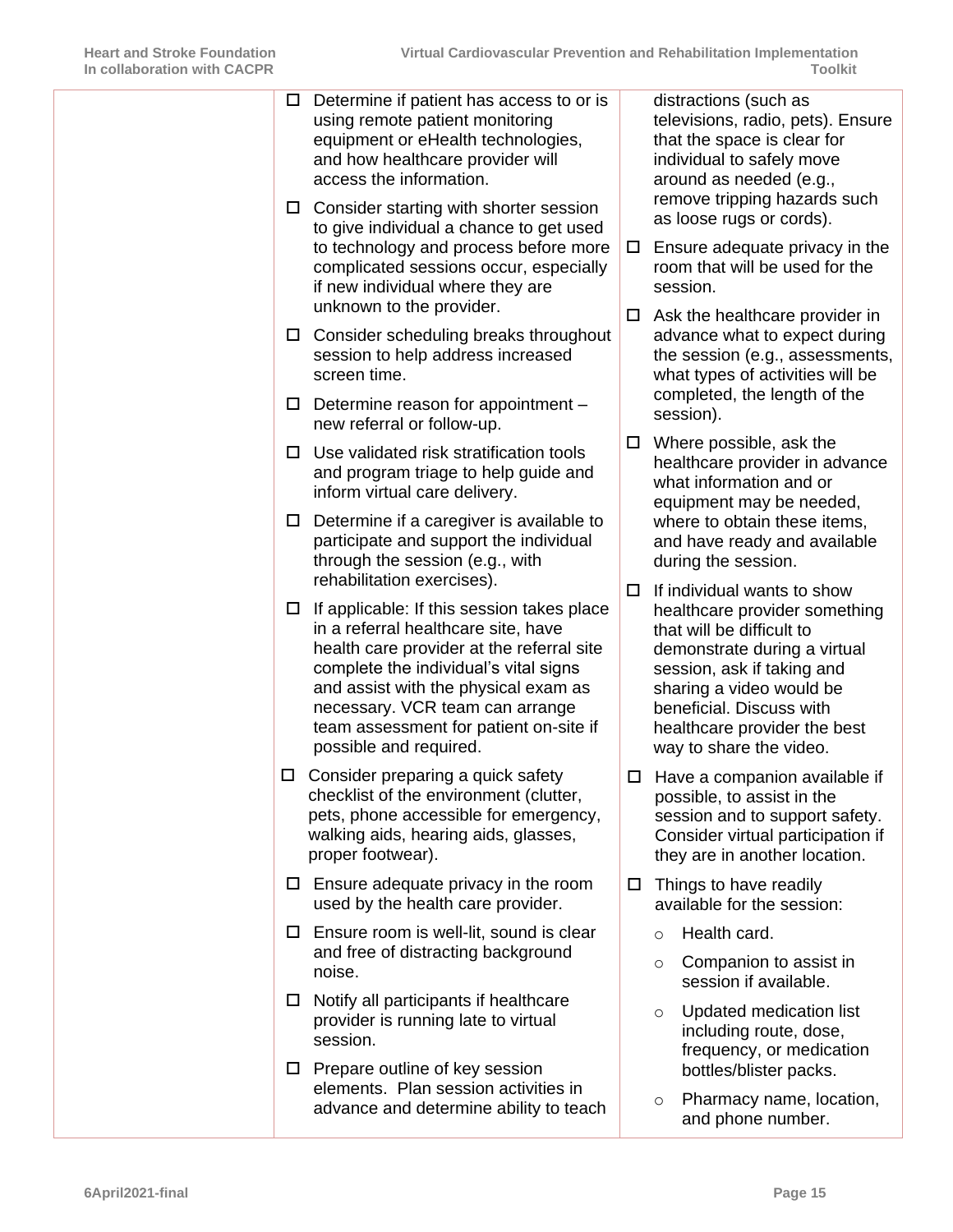| | | |
|---|---|---|
| | ☐ Determine if patient has access to or is using remote patient monitoring equipment or eHealth technologies, and how healthcare provider will access the information.<br>☐ Consider starting with shorter session to give individual a chance to get used to technology and process before more complicated sessions occur, especially if new individual where they are unknown to the provider.<br>☐ Consider scheduling breaks throughout session to help address increased screen time.<br>☐ Determine reason for appointment – new referral or follow-up.<br>☐ Use validated risk stratification tools and program triage to help guide and inform virtual care delivery.<br>☐ Determine if a caregiver is available to participate and support the individual through the session (e.g., with rehabilitation exercises).<br>☐ If applicable: If this session takes place in a referral healthcare site, have health care provider at the referral site complete the individual's vital signs and assist with the physical exam as necessary. VCR team can arrange team assessment for patient on-site if possible and required.<br>☐ Consider preparing a quick safety checklist of the environment (clutter, pets, phone accessible for emergency, walking aids, hearing aids, glasses, proper footwear).<br>☐ Ensure adequate privacy in the room used by the health care provider.<br>☐ Ensure room is well-lit, sound is clear and free of distracting background noise.<br>☐ Notify all participants if healthcare provider is running late to virtual session.<br>☐ Prepare outline of key session elements. Plan session activities in advance and determine ability to teach | distractions (such as televisions, radio, pets). Ensure that the space is clear for individual to safely move around as needed (e.g., remove tripping hazards such as loose rugs or cords).<br>☐ Ensure adequate privacy in the room that will be used for the session.<br>☐ Ask the healthcare provider in advance what to expect during the session (e.g., assessments, what types of activities will be completed, the length of the session).<br>☐ Where possible, ask the healthcare provider in advance what information and or equipment may be needed, where to obtain these items, and have ready and available during the session.<br>☐ If individual wants to show healthcare provider something that will be difficult to demonstrate during a virtual session, ask if taking and sharing a video would be beneficial. Discuss with healthcare provider the best way to share the video.<br>☐ Have a companion available if possible, to assist in the session and to support safety. Consider virtual participation if they are in another location.<br>☐ Things to have readily available for the session:<br>○ Health card.<br>○ Companion to assist in session if available.<br>○ Updated medication list including route, dose, frequency, or medication bottles/blister packs.<br>○ Pharmacy name, location, and phone number. |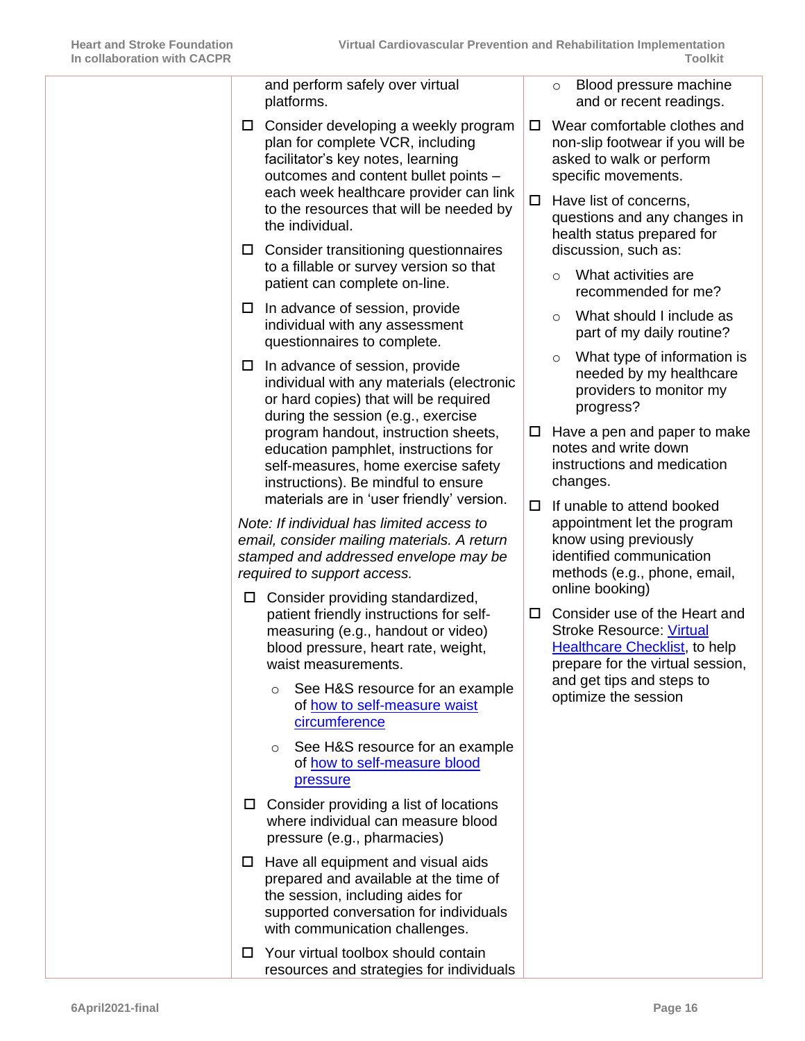| | | |
|---|---|---|
| | and perform safely over virtual platforms.<br><br>☐ Consider developing a weekly program plan for complete VCR, including facilitator's key notes, learning outcomes and content bullet points – each week healthcare provider can link to the resources that will be needed by the individual.<br><br>☐ Consider transitioning questionnaires to a fillable or survey version so that patient can complete on-line.<br><br>☐ In advance of session, provide individual with any assessment questionnaires to complete.<br><br>☐ In advance of session, provide individual with any materials (electronic or hard copies) that will be required during the session (e.g., exercise program handout, instruction sheets, education pamphlet, instructions for self-measures, home exercise safety instructions). Be mindful to ensure materials are in 'user friendly' version.<br><br>*Note: If individual has limited access to email, consider mailing materials. A return stamped and addressed envelope may be required to support access.*<br><br>☐ Consider providing standardized, patient friendly instructions for self-measuring (e.g., handout or video) blood pressure, heart rate, weight, waist measurements.<br>○ See H&S resource for an example of how to self-measure waist circumference<br>○ See H&S resource for an example of how to self-measure blood pressure<br><br>☐ Consider providing a list of locations where individual can measure blood pressure (e.g., pharmacies)<br><br>☐ Have all equipment and visual aids prepared and available at the time of the session, including aides for supported conversation for individuals with communication challenges.<br><br>☐ Your virtual toolbox should contain resources and strategies for individuals | ○ Blood pressure machine and or recent readings.<br><br>☐ Wear comfortable clothes and non-slip footwear if you will be asked to walk or perform specific movements.<br><br>☐ Have list of concerns, questions and any changes in health status prepared for discussion, such as:<br>○ What activities are recommended for me?<br>○ What should I include as part of my daily routine?<br>○ What type of information is needed by my healthcare providers to monitor my progress?<br><br>☐ Have a pen and paper to make notes and write down instructions and medication changes.<br><br>☐ If unable to attend booked appointment let the program know using previously identified communication methods (e.g., phone, email, online booking)<br><br>☐ Consider use of the Heart and Stroke Resource: Virtual Healthcare Checklist, to help prepare for the virtual session, and get tips and steps to optimize the session |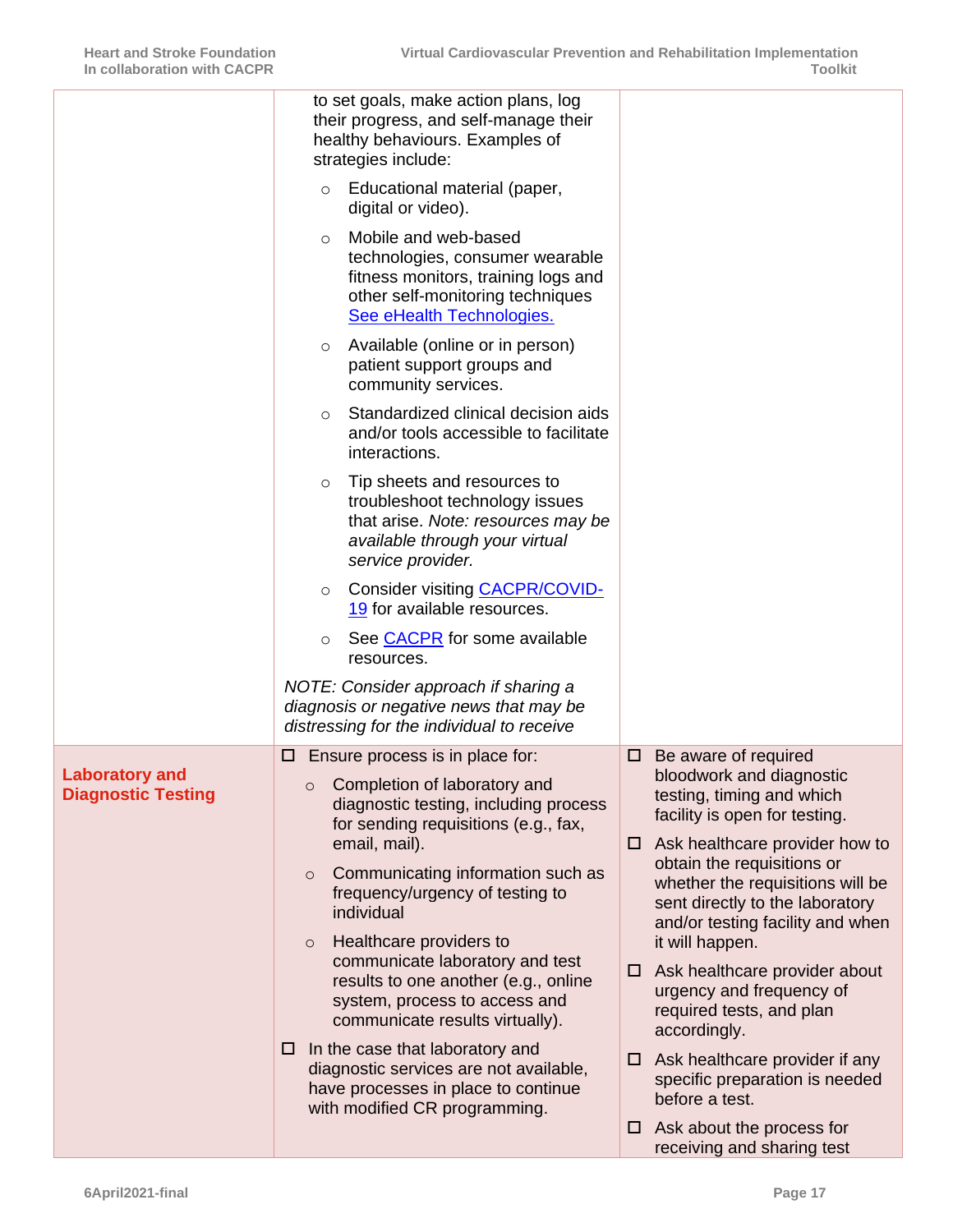| | | |
|---|---|---|
| | to set goals, make action plans, log their progress, and self-manage their healthy behaviours. Examples of strategies include:<br>◦ Educational material (paper, digital or video).<br>◦ Mobile and web-based technologies, consumer wearable fitness monitors, training logs and other self-monitoring techniques [See eHealth Technologies.]<br>◦ Available (online or in person) patient support groups and community services.<br>◦ Standardized clinical decision aids and/or tools accessible to facilitate interactions.<br>◦ Tip sheets and resources to troubleshoot technology issues that arise. *Note: resources may be available through your virtual service provider.*<br>◦ Consider visiting [CACPR/COVID-19] for available resources.<br>◦ See [CACPR] for some available resources.<br>*NOTE: Consider approach if sharing a diagnosis or negative news that may be distressing for the individual to receive* | |
| **Laboratory and Diagnostic Testing** | ☐ Ensure process is in place for:<br>◦ Completion of laboratory and diagnostic testing, including process for sending requisitions (e.g., fax, email, mail).<br>◦ Communicating information such as frequency/urgency of testing to individual<br>◦ Healthcare providers to communicate laboratory and test results to one another (e.g., online system, process to access and communicate results virtually).<br>☐ In the case that laboratory and diagnostic services are not available, have processes in place to continue with modified CR programming. | ☐ Be aware of required bloodwork and diagnostic testing, timing and which facility is open for testing.<br>☐ Ask healthcare provider how to obtain the requisitions or whether the requisitions will be sent directly to the laboratory and/or testing facility and when it will happen.<br>☐ Ask healthcare provider about urgency and frequency of required tests, and plan accordingly.<br>☐ Ask healthcare provider if any specific preparation is needed before a test.<br>☐ Ask about the process for receiving and sharing test |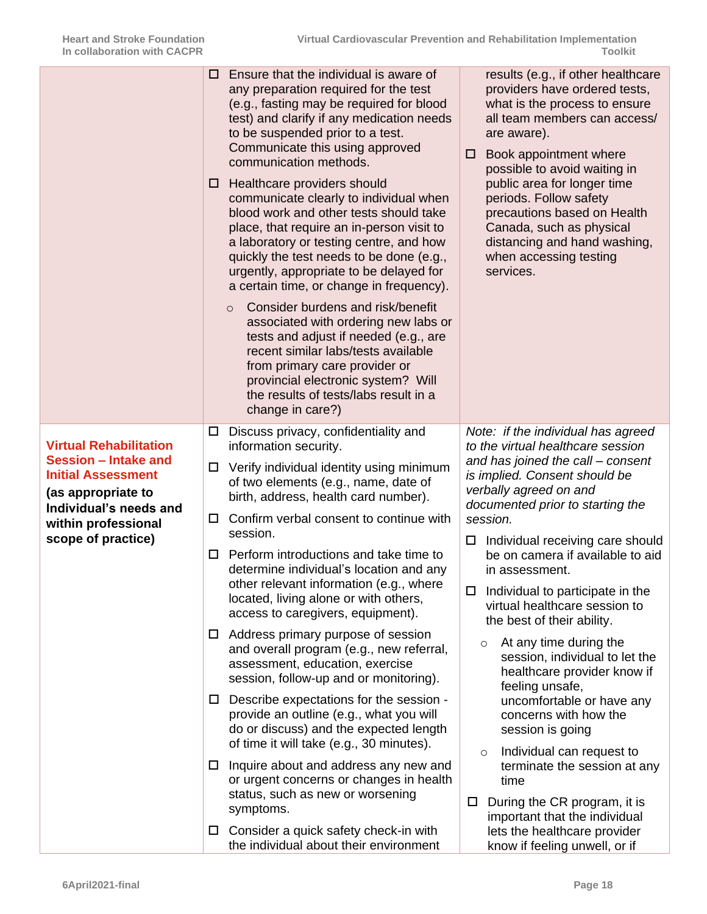| | | |
|---|---|---|
| | ☐ Ensure that the individual is aware of any preparation required for the test (e.g., fasting may be required for blood test) and clarify if any medication needs to be suspended prior to a test. Communicate this using approved communication methods.<br><br>☐ Healthcare providers should communicate clearly to individual when blood work and other tests should take place, that require an in-person visit to a laboratory or testing centre, and how quickly the test needs to be done (e.g., urgently, appropriate to be delayed for a certain time, or change in frequency).<br><br>○ Consider burdens and risk/benefit associated with ordering new labs or tests and adjust if needed (e.g., are recent similar labs/tests available from primary care provider or provincial electronic system? Will the results of tests/labs result in a change in care?) | results (e.g., if other healthcare providers have ordered tests, what is the process to ensure all team members can access/ are aware).<br><br>☐ Book appointment where possible to avoid waiting in public area for longer time periods. Follow safety precautions based on Health Canada, such as physical distancing and hand washing, when accessing testing services. |
| **Virtual Rehabilitation Session – Intake and Initial Assessment**<br>**(as appropriate to Individual's needs and within professional scope of practice)** | ☐ Discuss privacy, confidentiality and information security.<br><br>☐ Verify individual identity using minimum of two elements (e.g., name, date of birth, address, health card number).<br><br>☐ Confirm verbal consent to continue with session.<br><br>☐ Perform introductions and take time to determine individual's location and any other relevant information (e.g., where located, living alone or with others, access to caregivers, equipment).<br><br>☐ Address primary purpose of session and overall program (e.g., new referral, assessment, education, exercise session, follow-up and or monitoring).<br><br>☐ Describe expectations for the session - provide an outline (e.g., what you will do or discuss) and the expected length of time it will take (e.g., 30 minutes).<br><br>☐ Inquire about and address any new and or urgent concerns or changes in health status, such as new or worsening symptoms.<br><br>☐ Consider a quick safety check-in with the individual about their environment | *Note: if the individual has agreed to the virtual healthcare session and has joined the call – consent is implied. Consent should be verbally agreed on and documented prior to starting the session.*<br><br>☐ Individual receiving care should be on camera if available to aid in assessment.<br><br>☐ Individual to participate in the virtual healthcare session to the best of their ability.<br><br>○ At any time during the session, individual to let the healthcare provider know if feeling unsafe, uncomfortable or have any concerns with how the session is going<br><br>○ Individual can request to terminate the session at any time<br><br>☐ During the CR program, it is important that the individual lets the healthcare provider know if feeling unwell, or if |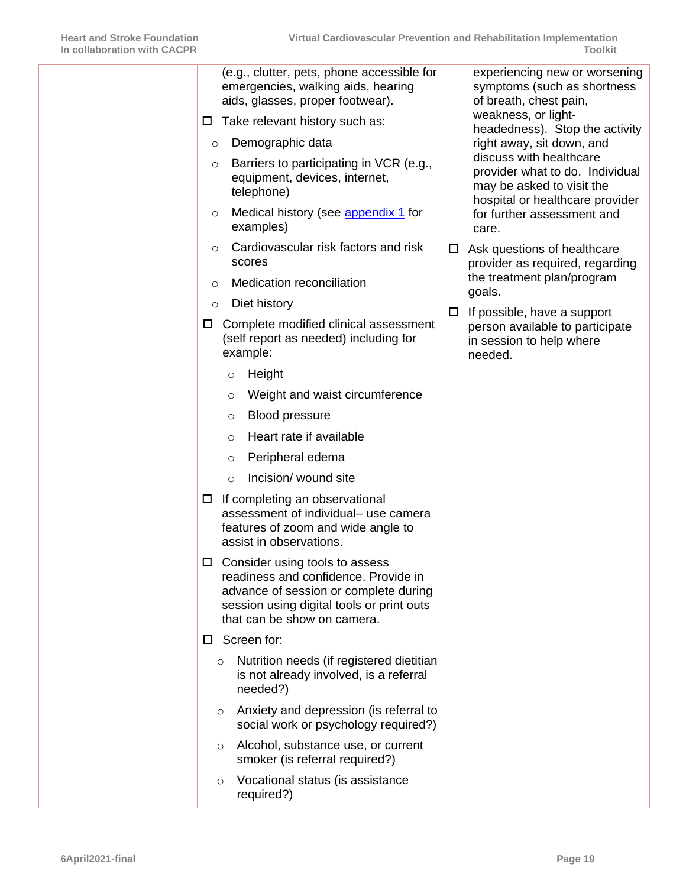| | | |
|---|---|---|
| | (e.g., clutter, pets, phone accessible for emergencies, walking aids, hearing aids, glasses, proper footwear).<br>☐ Take relevant history such as:<br>○ Demographic data<br>○ Barriers to participating in VCR (e.g., equipment, devices, internet, telephone)<br>○ Medical history (see appendix 1 for examples)<br>○ Cardiovascular risk factors and risk scores<br>○ Medication reconciliation<br>○ Diet history<br>☐ Complete modified clinical assessment (self report as needed) including for example:<br>○ Height<br>○ Weight and waist circumference<br>○ Blood pressure<br>○ Heart rate if available<br>○ Peripheral edema<br>○ Incision/ wound site<br>☐ If completing an observational assessment of individual– use camera features of zoom and wide angle to assist in observations.<br>☐ Consider using tools to assess readiness and confidence. Provide in advance of session or complete during session using digital tools or print outs that can be show on camera.<br>☐ Screen for:<br>○ Nutrition needs (if registered dietitian is not already involved, is a referral needed?)<br>○ Anxiety and depression (is referral to social work or psychology required?)<br>○ Alcohol, substance use, or current smoker (is referral required?)<br>○ Vocational status (is assistance required?) | experiencing new or worsening symptoms (such as shortness of breath, chest pain, weakness, or light-headedness). Stop the activity right away, sit down, and discuss with healthcare provider what to do. Individual may be asked to visit the hospital or healthcare provider for further assessment and care.<br>☐ Ask questions of healthcare provider as required, regarding the treatment plan/program goals.<br>☐ If possible, have a support person available to participate in session to help where needed. |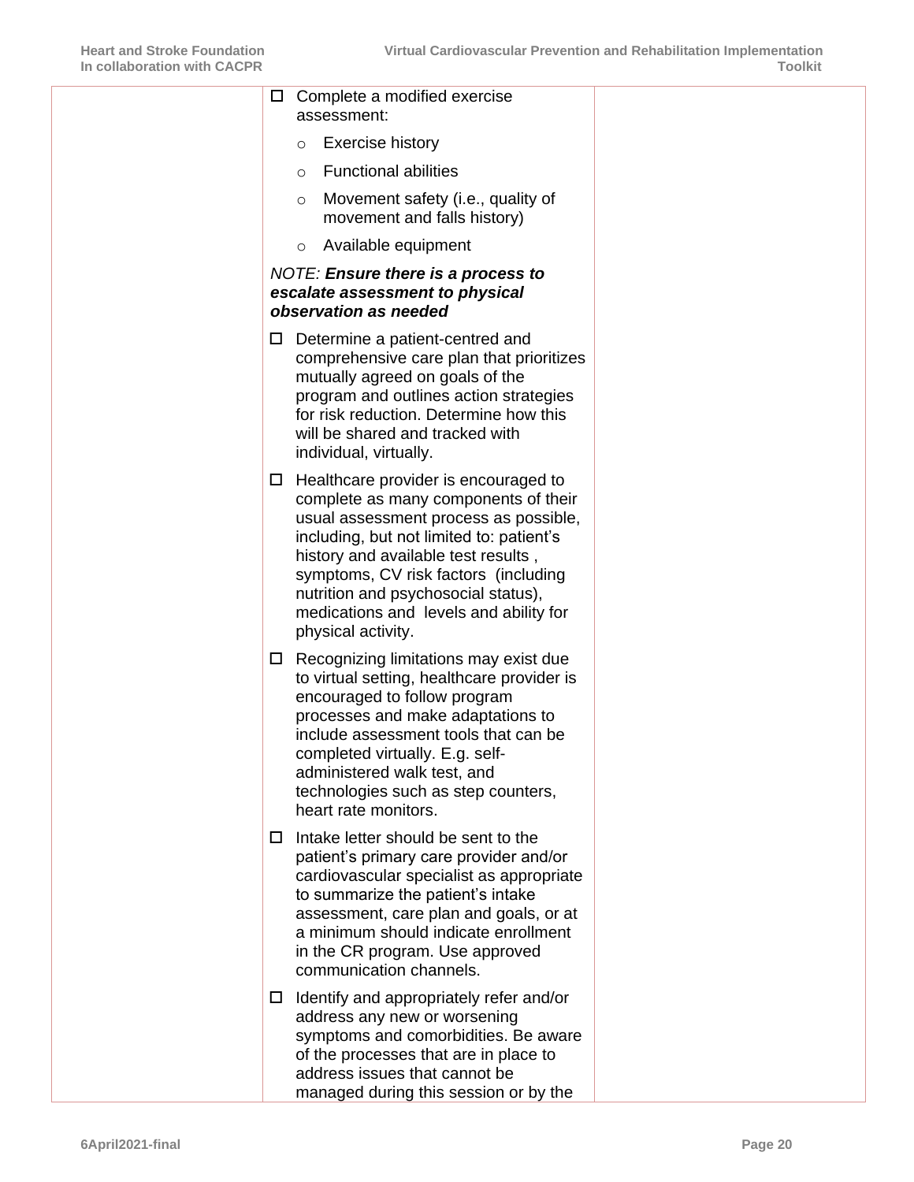| | | |
|---|---|---|
| | ☐ Complete a modified exercise assessment:<br>◦ Exercise history<br>◦ Functional abilities<br>◦ Movement safety (i.e., quality of movement and falls history)<br>◦ Available equipment<br><br>*NOTE:* ***Ensure there is a process to escalate assessment to physical observation as needed***<br><br>☐ Determine a patient-centred and comprehensive care plan that prioritizes mutually agreed on goals of the program and outlines action strategies for risk reduction. Determine how this will be shared and tracked with individual, virtually.<br><br>☐ Healthcare provider is encouraged to complete as many components of their usual assessment process as possible, including, but not limited to: patient's history and available test results , symptoms, CV risk factors (including nutrition and psychosocial status), medications and levels and ability for physical activity.<br><br>☐ Recognizing limitations may exist due to virtual setting, healthcare provider is encouraged to follow program processes and make adaptations to include assessment tools that can be completed virtually. E.g. self-administered walk test, and technologies such as step counters, heart rate monitors.<br><br>☐ Intake letter should be sent to the patient's primary care provider and/or cardiovascular specialist as appropriate to summarize the patient's intake assessment, care plan and goals, or at a minimum should indicate enrollment in the CR program. Use approved communication channels.<br><br>☐ Identify and appropriately refer and/or address any new or worsening symptoms and comorbidities. Be aware of the processes that are in place to address issues that cannot be managed during this session or by the | |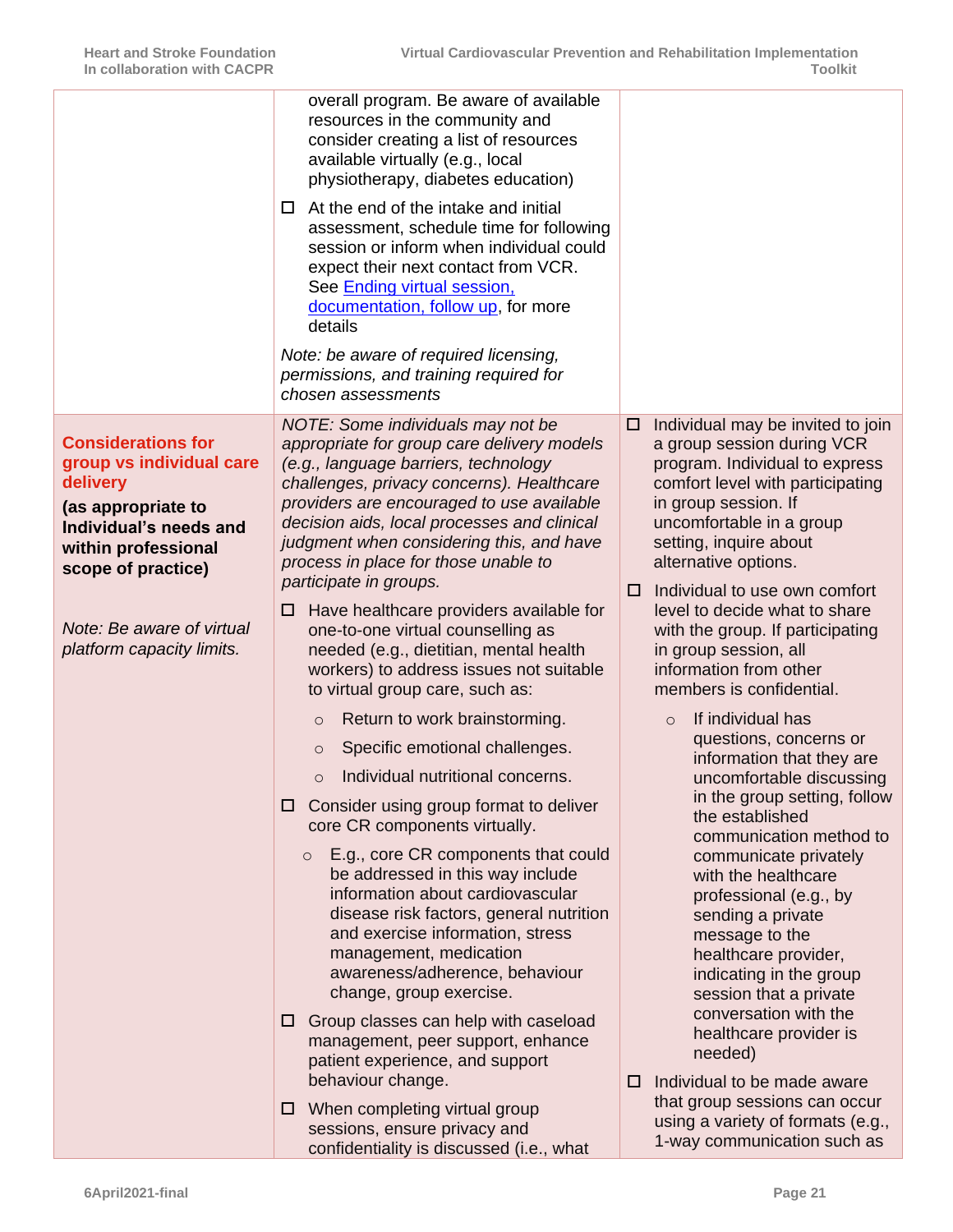| | | |
|---|---|---|
| | overall program. Be aware of available resources in the community and consider creating a list of resources available virtually (e.g., local physiotherapy, diabetes education)<br><br>☐ At the end of the intake and initial assessment, schedule time for following session or inform when individual could expect their next contact from VCR. See [Ending virtual session, documentation, follow up](), for more details<br><br>*Note: be aware of required licensing, permissions, and training required for chosen assessments* | |
| **Considerations for group vs individual care delivery**<br>**(as appropriate to Individual's needs and within professional scope of practice)**<br><br>*Note: Be aware of virtual platform capacity limits.* | *NOTE: Some individuals may not be appropriate for group care delivery models (e.g., language barriers, technology challenges, privacy concerns). Healthcare providers are encouraged to use available decision aids, local processes and clinical judgment when considering this, and have process in place for those unable to participate in groups.*<br><br>☐ Have healthcare providers available for one-to-one virtual counselling as needed (e.g., dietitian, mental health workers) to address issues not suitable to virtual group care, such as:<br>○ Return to work brainstorming.<br>○ Specific emotional challenges.<br>○ Individual nutritional concerns.<br><br>☐ Consider using group format to deliver core CR components virtually.<br>○ E.g., core CR components that could be addressed in this way include information about cardiovascular disease risk factors, general nutrition and exercise information, stress management, medication awareness/adherence, behaviour change, group exercise.<br><br>☐ Group classes can help with caseload management, peer support, enhance patient experience, and support behaviour change.<br><br>☐ When completing virtual group sessions, ensure privacy and confidentiality is discussed (i.e., what | ☐ Individual may be invited to join a group session during VCR program. Individual to express comfort level with participating in group session. If uncomfortable in a group setting, inquire about alternative options.<br><br>☐ Individual to use own comfort level to decide what to share with the group. If participating in group session, all information from other members is confidential.<br>○ If individual has questions, concerns or information that they are uncomfortable discussing in the group setting, follow the established communication method to communicate privately with the healthcare professional (e.g., by sending a private message to the healthcare provider, indicating in the group session that a private conversation with the healthcare provider is needed)<br><br>☐ Individual to be made aware that group sessions can occur using a variety of formats (e.g., 1-way communication such as |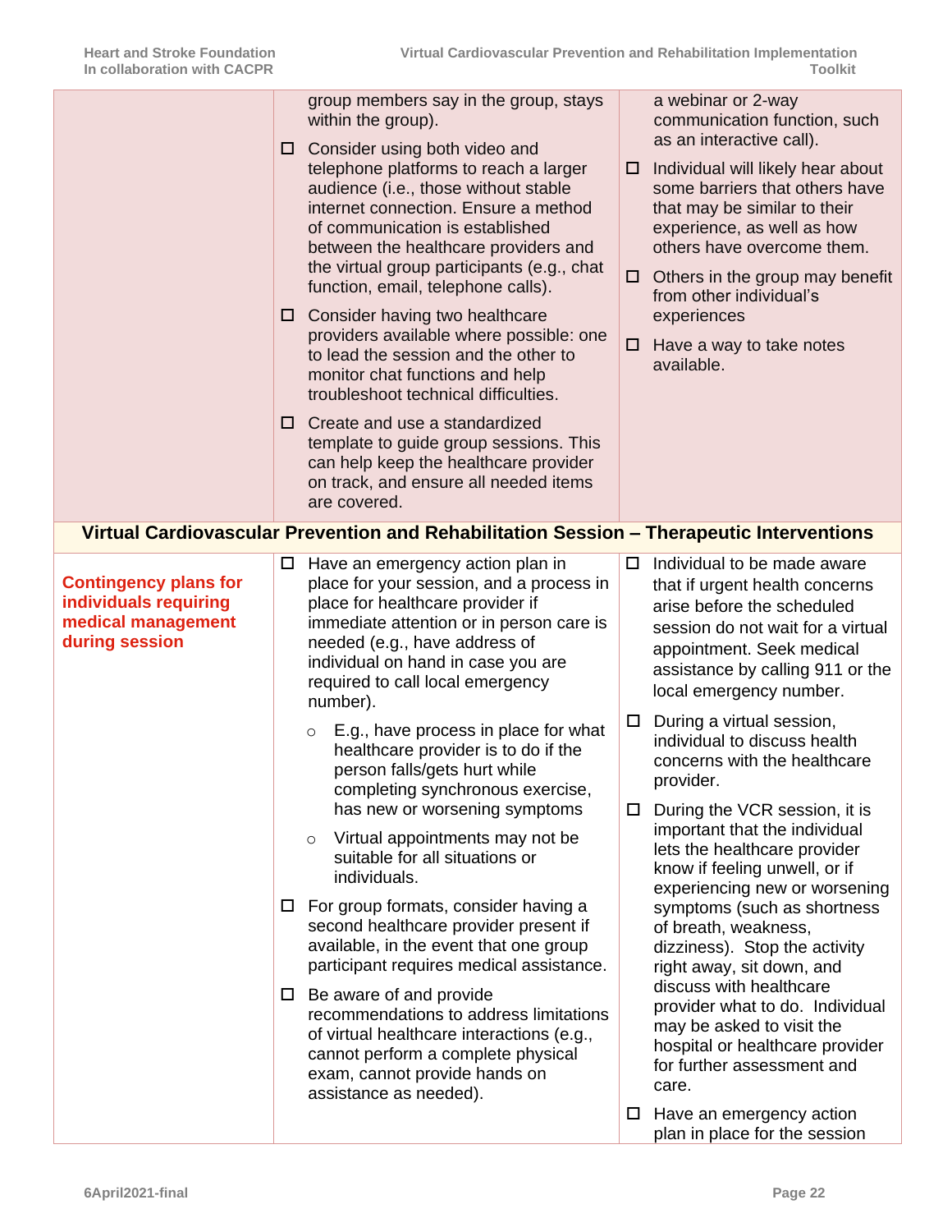| | | |
|---|---|---|
| | group members say in the group, stays within the group).<br>☐ Consider using both video and telephone platforms to reach a larger audience (i.e., those without stable internet connection. Ensure a method of communication is established between the healthcare providers and the virtual group participants (e.g., chat function, email, telephone calls).<br>☐ Consider having two healthcare providers available where possible: one to lead the session and the other to monitor chat functions and help troubleshoot technical difficulties.<br>☐ Create and use a standardized template to guide group sessions. This can help keep the healthcare provider on track, and ensure all needed items are covered. | a webinar or 2-way communication function, such as an interactive call).<br>☐ Individual will likely hear about some barriers that others have that may be similar to their experience, as well as how others have overcome them.<br>☐ Others in the group may benefit from other individual's experiences<br>☐ Have a way to take notes available. |
| **Virtual Cardiovascular Prevention and Rehabilitation Session – Therapeutic Interventions** | | |
| **Contingency plans for individuals requiring medical management during session** | ☐ Have an emergency action plan in place for your session, and a process in place for healthcare provider if immediate attention or in person care is needed (e.g., have address of individual on hand in case you are required to call local emergency number).<br>○ E.g., have process in place for what healthcare provider is to do if the person falls/gets hurt while completing synchronous exercise, has new or worsening symptoms<br>○ Virtual appointments may not be suitable for all situations or individuals.<br>☐ For group formats, consider having a second healthcare provider present if available, in the event that one group participant requires medical assistance.<br>☐ Be aware of and provide recommendations to address limitations of virtual healthcare interactions (e.g., cannot perform a complete physical exam, cannot provide hands on assistance as needed). | ☐ Individual to be made aware that if urgent health concerns arise before the scheduled session do not wait for a virtual appointment. Seek medical assistance by calling 911 or the local emergency number.<br>☐ During a virtual session, individual to discuss health concerns with the healthcare provider.<br>☐ During the VCR session, it is important that the individual lets the healthcare provider know if feeling unwell, or if experiencing new or worsening symptoms (such as shortness of breath, weakness, dizziness). Stop the activity right away, sit down, and discuss with healthcare provider what to do. Individual may be asked to visit the hospital or healthcare provider for further assessment and care.<br>☐ Have an emergency action plan in place for the session |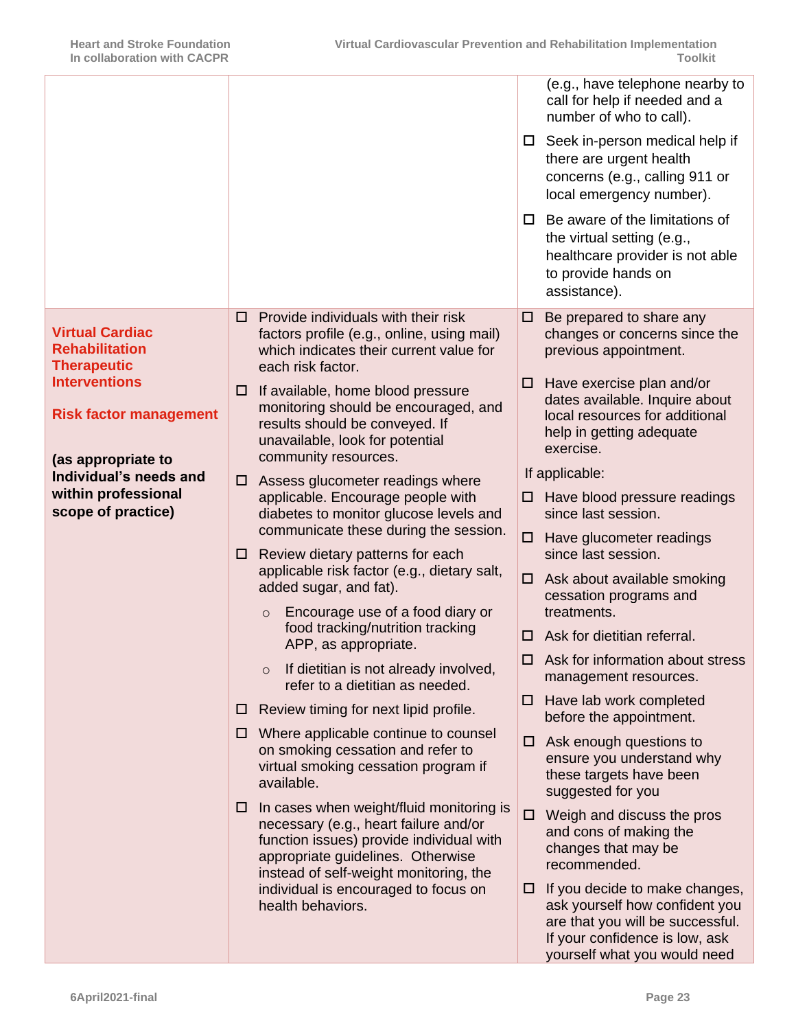| | | |
|---|---|---|
| | | (e.g., have telephone nearby to call for help if needed and a number of who to call).<br>☐ Seek in-person medical help if there are urgent health concerns (e.g., calling 911 or local emergency number).<br>☐ Be aware of the limitations of the virtual setting (e.g., healthcare provider is not able to provide hands on assistance). |
| **Virtual Cardiac Rehabilitation Therapeutic Interventions**<br><br>**Risk factor management**<br><br>**(as appropriate to Individual's needs and within professional scope of practice)** | ☐ Provide individuals with their risk factors profile (e.g., online, using mail) which indicates their current value for each risk factor.<br>☐ If available, home blood pressure monitoring should be encouraged, and results should be conveyed. If unavailable, look for potential community resources.<br>☐ Assess glucometer readings where applicable. Encourage people with diabetes to monitor glucose levels and communicate these during the session.<br>☐ Review dietary patterns for each applicable risk factor (e.g., dietary salt, added sugar, and fat).<br>&nbsp;&nbsp;&nbsp;○ Encourage use of a food diary or food tracking/nutrition tracking APP, as appropriate.<br>&nbsp;&nbsp;&nbsp;○ If dietitian is not already involved, refer to a dietitian as needed.<br>☐ Review timing for next lipid profile.<br>☐ Where applicable continue to counsel on smoking cessation and refer to virtual smoking cessation program if available.<br>☐ In cases when weight/fluid monitoring is necessary (e.g., heart failure and/or function issues) provide individual with appropriate guidelines. Otherwise instead of self-weight monitoring, the individual is encouraged to focus on health behaviors. | ☐ Be prepared to share any changes or concerns since the previous appointment.<br>☐ Have exercise plan and/or dates available. Inquire about local resources for additional help in getting adequate exercise.<br>If applicable:<br>☐ Have blood pressure readings since last session.<br>☐ Have glucometer readings since last session.<br>☐ Ask about available smoking cessation programs and treatments.<br>☐ Ask for dietitian referral.<br>☐ Ask for information about stress management resources.<br>☐ Have lab work completed before the appointment.<br>☐ Ask enough questions to ensure you understand why these targets have been suggested for you<br>☐ Weigh and discuss the pros and cons of making the changes that may be recommended.<br>☐ If you decide to make changes, ask yourself how confident you are that you will be successful. If your confidence is low, ask yourself what you would need |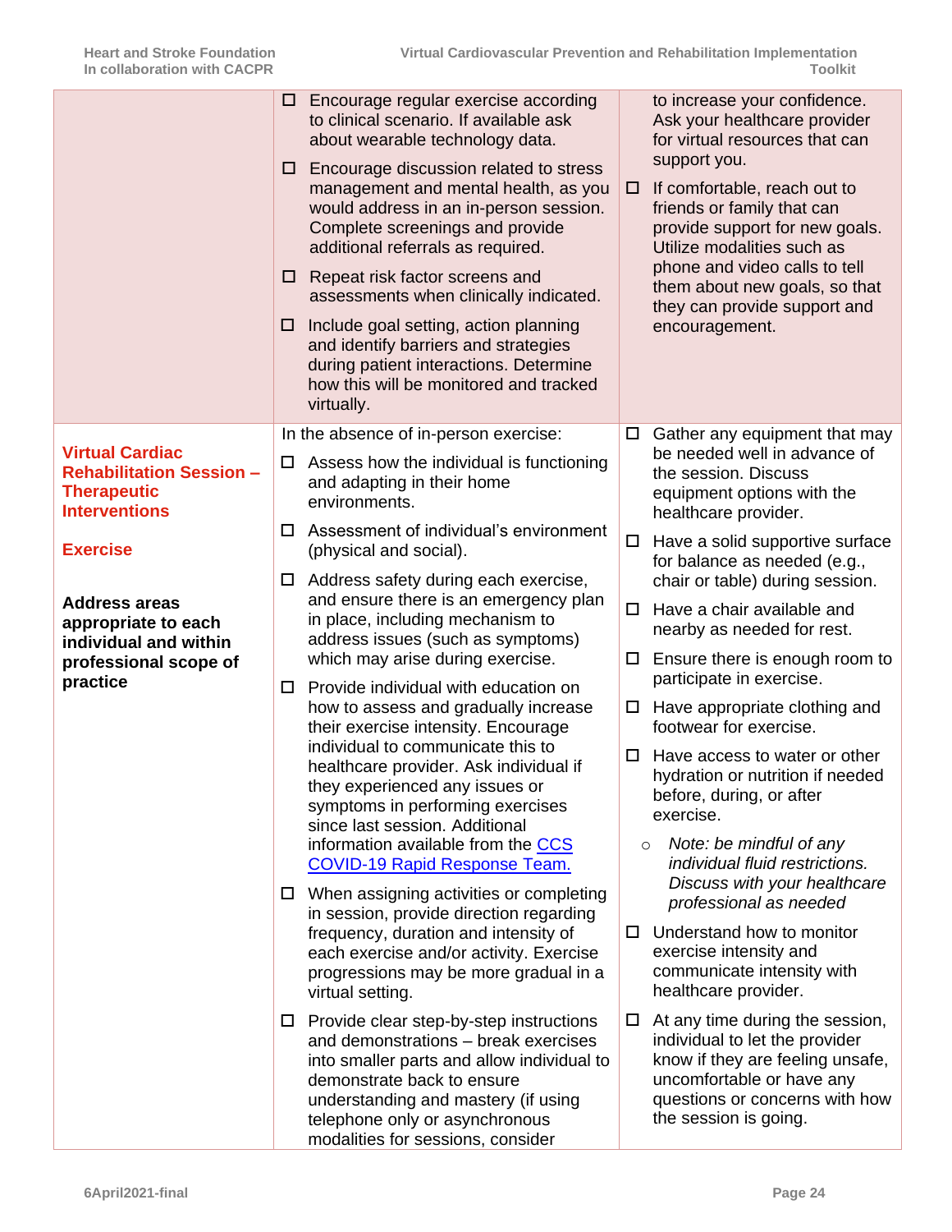| | | |
|---|---|---|
| | ☐ Encourage regular exercise according to clinical scenario. If available ask about wearable technology data.<br><br>☐ Encourage discussion related to stress management and mental health, as you would address in an in-person session. Complete screenings and provide additional referrals as required.<br><br>☐ Repeat risk factor screens and assessments when clinically indicated.<br><br>☐ Include goal setting, action planning and identify barriers and strategies during patient interactions. Determine how this will be monitored and tracked virtually. | to increase your confidence. Ask your healthcare provider for virtual resources that can support you.<br><br>☐ If comfortable, reach out to friends or family that can provide support for new goals. Utilize modalities such as phone and video calls to tell them about new goals, so that they can provide support and encouragement. |
| **Virtual Cardiac Rehabilitation Session – Therapeutic Interventions**<br><br>**Exercise**<br><br>**Address areas appropriate to each individual and within professional scope of practice** | In the absence of in-person exercise:<br><br>☐ Assess how the individual is functioning and adapting in their home environments.<br><br>☐ Assessment of individual's environment (physical and social).<br><br>☐ Address safety during each exercise, and ensure there is an emergency plan in place, including mechanism to address issues (such as symptoms) which may arise during exercise.<br><br>☐ Provide individual with education on how to assess and gradually increase their exercise intensity. Encourage individual to communicate this to healthcare provider. Ask individual if they experienced any issues or symptoms in performing exercises since last session. Additional information available from the [CCS COVID-19 Rapid Response Team.](#)<br><br>☐ When assigning activities or completing in session, provide direction regarding frequency, duration and intensity of each exercise and/or activity. Exercise progressions may be more gradual in a virtual setting.<br><br>☐ Provide clear step-by-step instructions and demonstrations – break exercises into smaller parts and allow individual to demonstrate back to ensure understanding and mastery (if using telephone only or asynchronous modalities for sessions, consider | ☐ Gather any equipment that may be needed well in advance of the session. Discuss equipment options with the healthcare provider.<br><br>☐ Have a solid supportive surface for balance as needed (e.g., chair or table) during session.<br><br>☐ Have a chair available and nearby as needed for rest.<br><br>☐ Ensure there is enough room to participate in exercise.<br><br>☐ Have appropriate clothing and footwear for exercise.<br><br>☐ Have access to water or other hydration or nutrition if needed before, during, or after exercise.<br><br>○ *Note: be mindful of any individual fluid restrictions. Discuss with your healthcare professional as needed*<br><br>☐ Understand how to monitor exercise intensity and communicate intensity with healthcare provider.<br><br>☐ At any time during the session, individual to let the provider know if they are feeling unsafe, uncomfortable or have any questions or concerns with how the session is going. |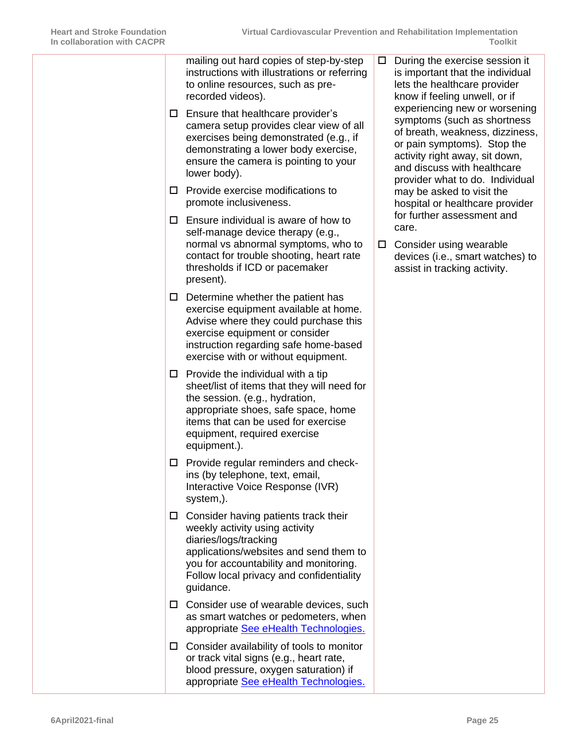| | | |
|---|---|---|
| | mailing out hard copies of step-by-step instructions with illustrations or referring to online resources, such as pre-recorded videos).<br><br>☐ Ensure that healthcare provider's camera setup provides clear view of all exercises being demonstrated (e.g., if demonstrating a lower body exercise, ensure the camera is pointing to your lower body).<br><br>☐ Provide exercise modifications to promote inclusiveness.<br><br>☐ Ensure individual is aware of how to self-manage device therapy (e.g., normal vs abnormal symptoms, who to contact for trouble shooting, heart rate thresholds if ICD or pacemaker present).<br><br>☐ Determine whether the patient has exercise equipment available at home. Advise where they could purchase this exercise equipment or consider instruction regarding safe home-based exercise with or without equipment.<br><br>☐ Provide the individual with a tip sheet/list of items that they will need for the session. (e.g., hydration, appropriate shoes, safe space, home items that can be used for exercise equipment, required exercise equipment.).<br><br>☐ Provide regular reminders and check-ins (by telephone, text, email, Interactive Voice Response (IVR) system,).<br><br>☐ Consider having patients track their weekly activity using activity diaries/logs/tracking applications/websites and send them to you for accountability and monitoring. Follow local privacy and confidentiality guidance.<br><br>☐ Consider use of wearable devices, such as smart watches or pedometers, when appropriate [See eHealth Technologies.]<br><br>☐ Consider availability of tools to monitor or track vital signs (e.g., heart rate, blood pressure, oxygen saturation) if appropriate [See eHealth Technologies.] | ☐ During the exercise session it is important that the individual lets the healthcare provider know if feeling unwell, or if experiencing new or worsening symptoms (such as shortness of breath, weakness, dizziness, or pain symptoms). Stop the activity right away, sit down, and discuss with healthcare provider what to do. Individual may be asked to visit the hospital or healthcare provider for further assessment and care.<br><br>☐ Consider using wearable devices (i.e., smart watches) to assist in tracking activity. |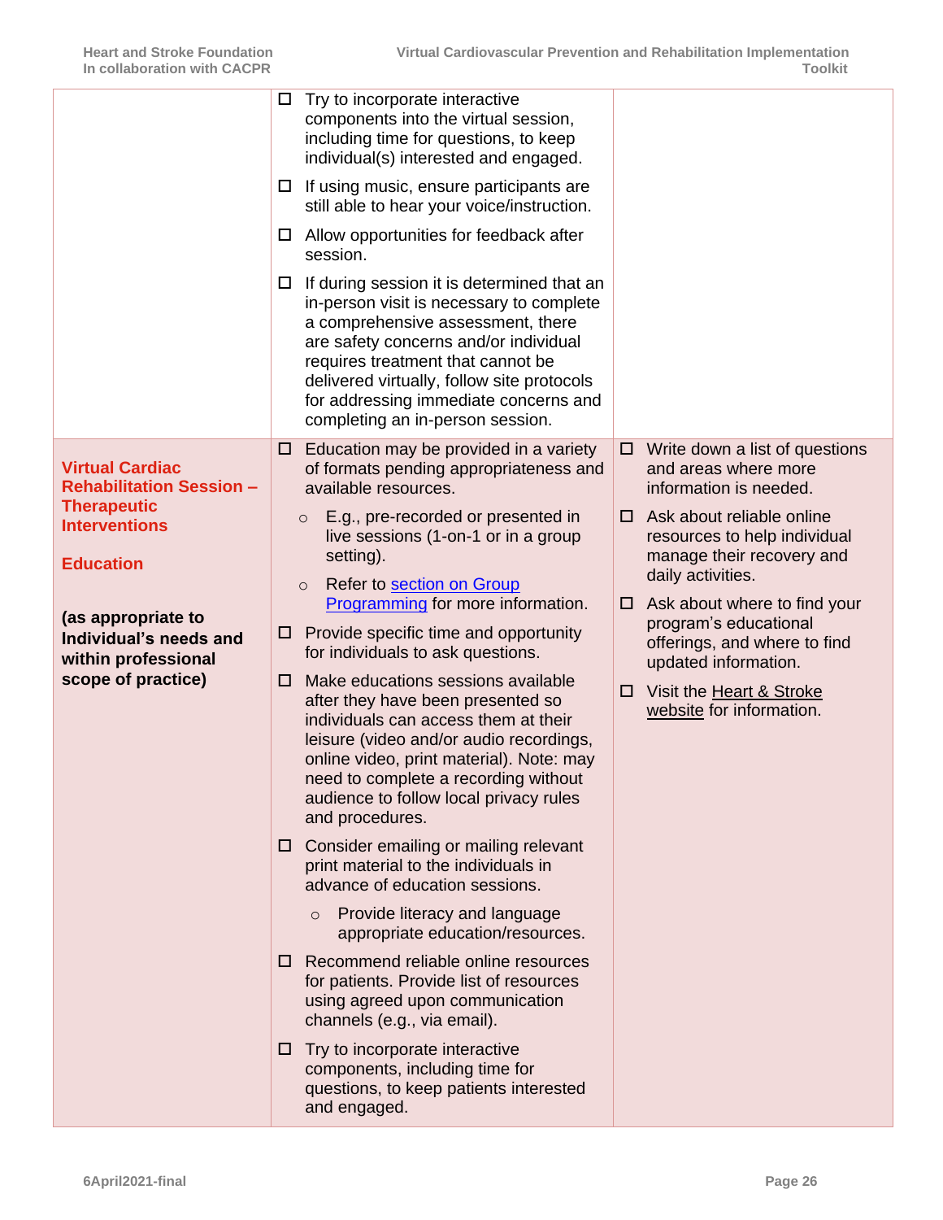| | | |
|---|---|---|
| | ☐ Try to incorporate interactive components into the virtual session, including time for questions, to keep individual(s) interested and engaged.<br>☐ If using music, ensure participants are still able to hear your voice/instruction.<br>☐ Allow opportunities for feedback after session.<br>☐ If during session it is determined that an in-person visit is necessary to complete a comprehensive assessment, there are safety concerns and/or individual requires treatment that cannot be delivered virtually, follow site protocols for addressing immediate concerns and completing an in-person session. | |
| **Virtual Cardiac Rehabilitation Session – Therapeutic Interventions**<br><br>**Education**<br><br>**(as appropriate to Individual's needs and within professional scope of practice)** | ☐ Education may be provided in a variety of formats pending appropriateness and available resources.<br>○ E.g., pre-recorded or presented in live sessions (1-on-1 or in a group setting).<br>○ Refer to section on Group Programming for more information.<br>☐ Provide specific time and opportunity for individuals to ask questions.<br>☐ Make educations sessions available after they have been presented so individuals can access them at their leisure (video and/or audio recordings, online video, print material). Note: may need to complete a recording without audience to follow local privacy rules and procedures.<br>☐ Consider emailing or mailing relevant print material to the individuals in advance of education sessions.<br>○ Provide literacy and language appropriate education/resources.<br>☐ Recommend reliable online resources for patients. Provide list of resources using agreed upon communication channels (e.g., via email).<br>☐ Try to incorporate interactive components, including time for questions, to keep patients interested and engaged. | ☐ Write down a list of questions and areas where more information is needed.<br>☐ Ask about reliable online resources to help individual manage their recovery and daily activities.<br>☐ Ask about where to find your program's educational offerings, and where to find updated information.<br>☐ Visit the Heart & Stroke website for information. |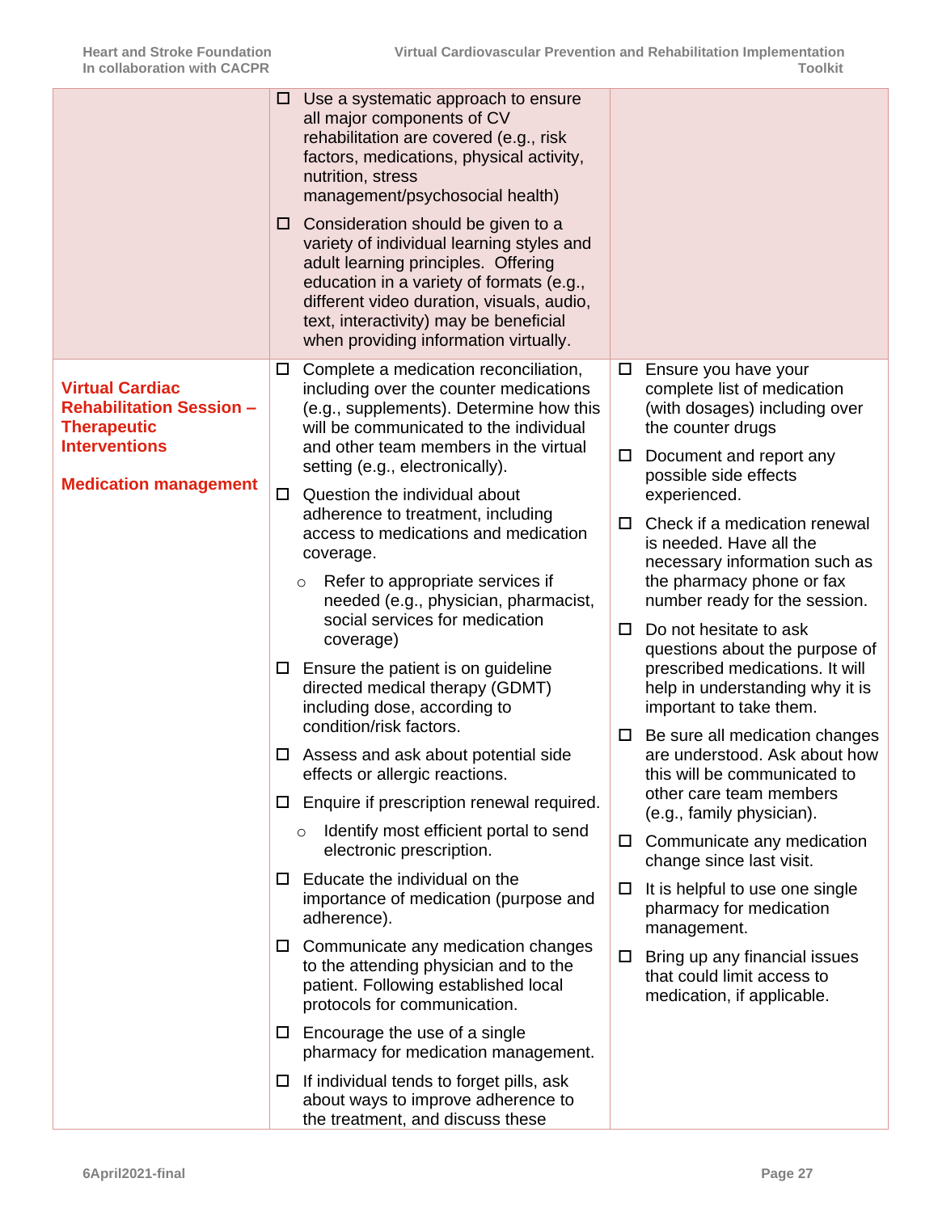| | | |
|---|---|---|
| | ☐ Use a systematic approach to ensure all major components of CV rehabilitation are covered (e.g., risk factors, medications, physical activity, nutrition, stress management/psychosocial health)<br><br>☐ Consideration should be given to a variety of individual learning styles and adult learning principles. Offering education in a variety of formats (e.g., different video duration, visuals, audio, text, interactivity) may be beneficial when providing information virtually. | |
| **Virtual Cardiac Rehabilitation Session – Therapeutic Interventions**<br><br>**Medication management** | ☐ Complete a medication reconciliation, including over the counter medications (e.g., supplements). Determine how this will be communicated to the individual and other team members in the virtual setting (e.g., electronically).<br><br>☐ Question the individual about adherence to treatment, including access to medications and medication coverage.<br>○ Refer to appropriate services if needed (e.g., physician, pharmacist, social services for medication coverage)<br><br>☐ Ensure the patient is on guideline directed medical therapy (GDMT) including dose, according to condition/risk factors.<br><br>☐ Assess and ask about potential side effects or allergic reactions.<br><br>☐ Enquire if prescription renewal required.<br>○ Identify most efficient portal to send electronic prescription.<br><br>☐ Educate the individual on the importance of medication (purpose and adherence).<br><br>☐ Communicate any medication changes to the attending physician and to the patient. Following established local protocols for communication.<br><br>☐ Encourage the use of a single pharmacy for medication management.<br><br>☐ If individual tends to forget pills, ask about ways to improve adherence to the treatment, and discuss these | ☐ Ensure you have your complete list of medication (with dosages) including over the counter drugs<br><br>☐ Document and report any possible side effects experienced.<br><br>☐ Check if a medication renewal is needed. Have all the necessary information such as the pharmacy phone or fax number ready for the session.<br><br>☐ Do not hesitate to ask questions about the purpose of prescribed medications. It will help in understanding why it is important to take them.<br><br>☐ Be sure all medication changes are understood. Ask about how this will be communicated to other care team members (e.g., family physician).<br><br>☐ Communicate any medication change since last visit.<br><br>☐ It is helpful to use one single pharmacy for medication management.<br><br>☐ Bring up any financial issues that could limit access to medication, if applicable. |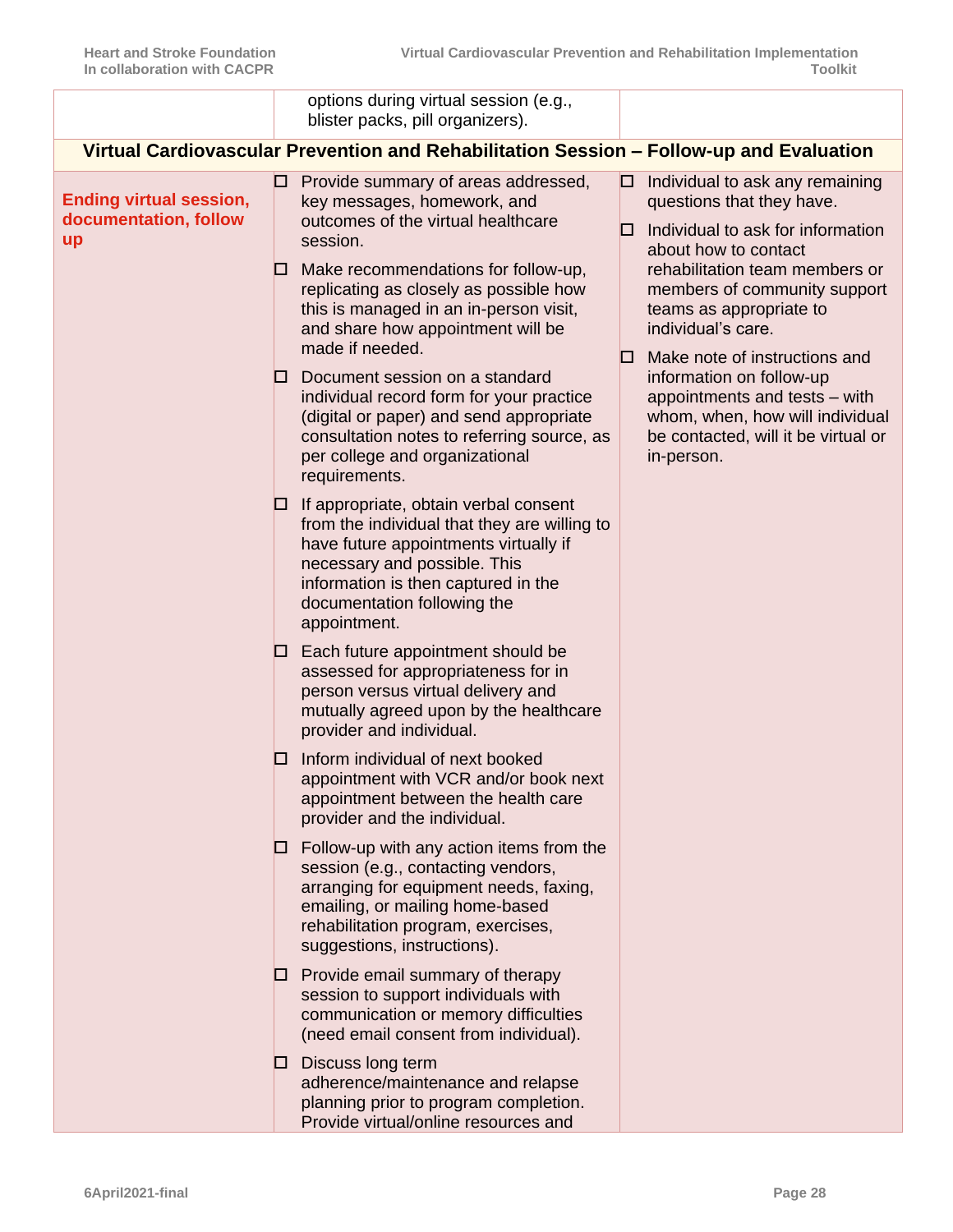| | | |
|---|---|---|
| | options during virtual session (e.g., blister packs, pill organizers). | |
| **Virtual Cardiovascular Prevention and Rehabilitation Session – Follow-up and Evaluation** | | |
| **Ending virtual session, documentation, follow up** | ☐ Provide summary of areas addressed, key messages, homework, and outcomes of the virtual healthcare session.<br><br>☐ Make recommendations for follow-up, replicating as closely as possible how this is managed in an in-person visit, and share how appointment will be made if needed.<br><br>☐ Document session on a standard individual record form for your practice (digital or paper) and send appropriate consultation notes to referring source, as per college and organizational requirements.<br><br>☐ If appropriate, obtain verbal consent from the individual that they are willing to have future appointments virtually if necessary and possible. This information is then captured in the documentation following the appointment.<br><br>☐ Each future appointment should be assessed for appropriateness for in person versus virtual delivery and mutually agreed upon by the healthcare provider and individual.<br><br>☐ Inform individual of next booked appointment with VCR and/or book next appointment between the health care provider and the individual.<br><br>☐ Follow-up with any action items from the session (e.g., contacting vendors, arranging for equipment needs, faxing, emailing, or mailing home-based rehabilitation program, exercises, suggestions, instructions).<br><br>☐ Provide email summary of therapy session to support individuals with communication or memory difficulties (need email consent from individual).<br><br>☐ Discuss long term adherence/maintenance and relapse planning prior to program completion. Provide virtual/online resources and | ☐ Individual to ask any remaining questions that they have.<br><br>☐ Individual to ask for information about how to contact rehabilitation team members or members of community support teams as appropriate to individual's care.<br><br>☐ Make note of instructions and information on follow-up appointments and tests – with whom, when, how will individual be contacted, will it be virtual or in-person. |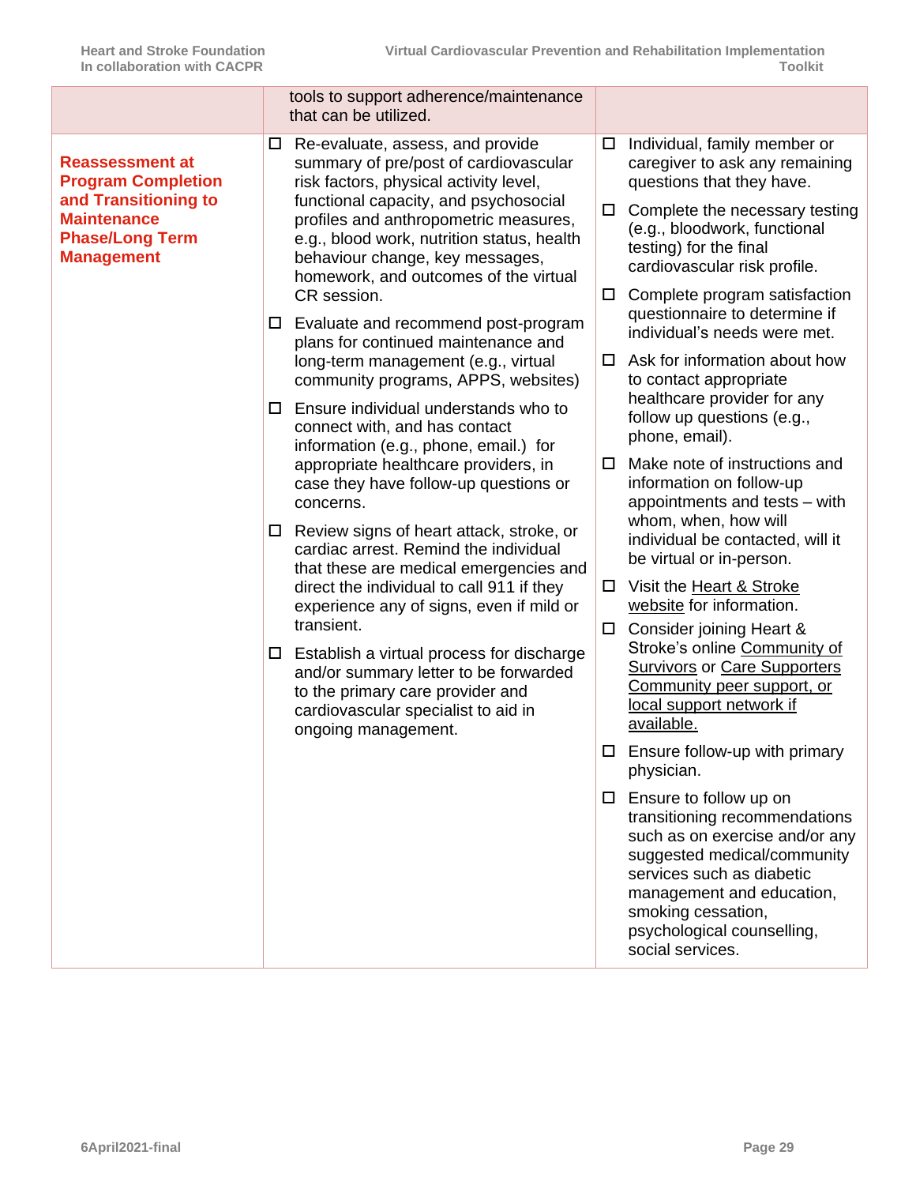| | | |
|---|---|---|
| | tools to support adherence/maintenance that can be utilized. | |
| **Reassessment at Program Completion and Transitioning to Maintenance Phase/Long Term Management** | ☐ Re-evaluate, assess, and provide summary of pre/post of cardiovascular risk factors, physical activity level, functional capacity, and psychosocial profiles and anthropometric measures, e.g., blood work, nutrition status, health behaviour change, key messages, homework, and outcomes of the virtual CR session.<br><br>☐ Evaluate and recommend post-program plans for continued maintenance and long-term management (e.g., virtual community programs, APPS, websites)<br><br>☐ Ensure individual understands who to connect with, and has contact information (e.g., phone, email.) for appropriate healthcare providers, in case they have follow-up questions or concerns.<br><br>☐ Review signs of heart attack, stroke, or cardiac arrest. Remind the individual that these are medical emergencies and direct the individual to call 911 if they experience any of signs, even if mild or transient.<br><br>☐ Establish a virtual process for discharge and/or summary letter to be forwarded to the primary care provider and cardiovascular specialist to aid in ongoing management. | ☐ Individual, family member or caregiver to ask any remaining questions that they have.<br><br>☐ Complete the necessary testing (e.g., bloodwork, functional testing) for the final cardiovascular risk profile.<br><br>☐ Complete program satisfaction questionnaire to determine if individual's needs were met.<br><br>☐ Ask for information about how to contact appropriate healthcare provider for any follow up questions (e.g., phone, email).<br><br>☐ Make note of instructions and information on follow-up appointments and tests – with whom, when, how will individual be contacted, will it be virtual or in-person.<br><br>☐ Visit the Heart & Stroke website for information.<br><br>☐ Consider joining Heart & Stroke's online Community of Survivors or Care Supporters Community peer support, or local support network if available.<br><br>☐ Ensure follow-up with primary physician.<br><br>☐ Ensure to follow up on transitioning recommendations such as on exercise and/or any suggested medical/community services such as diabetic management and education, smoking cessation, psychological counselling, social services. |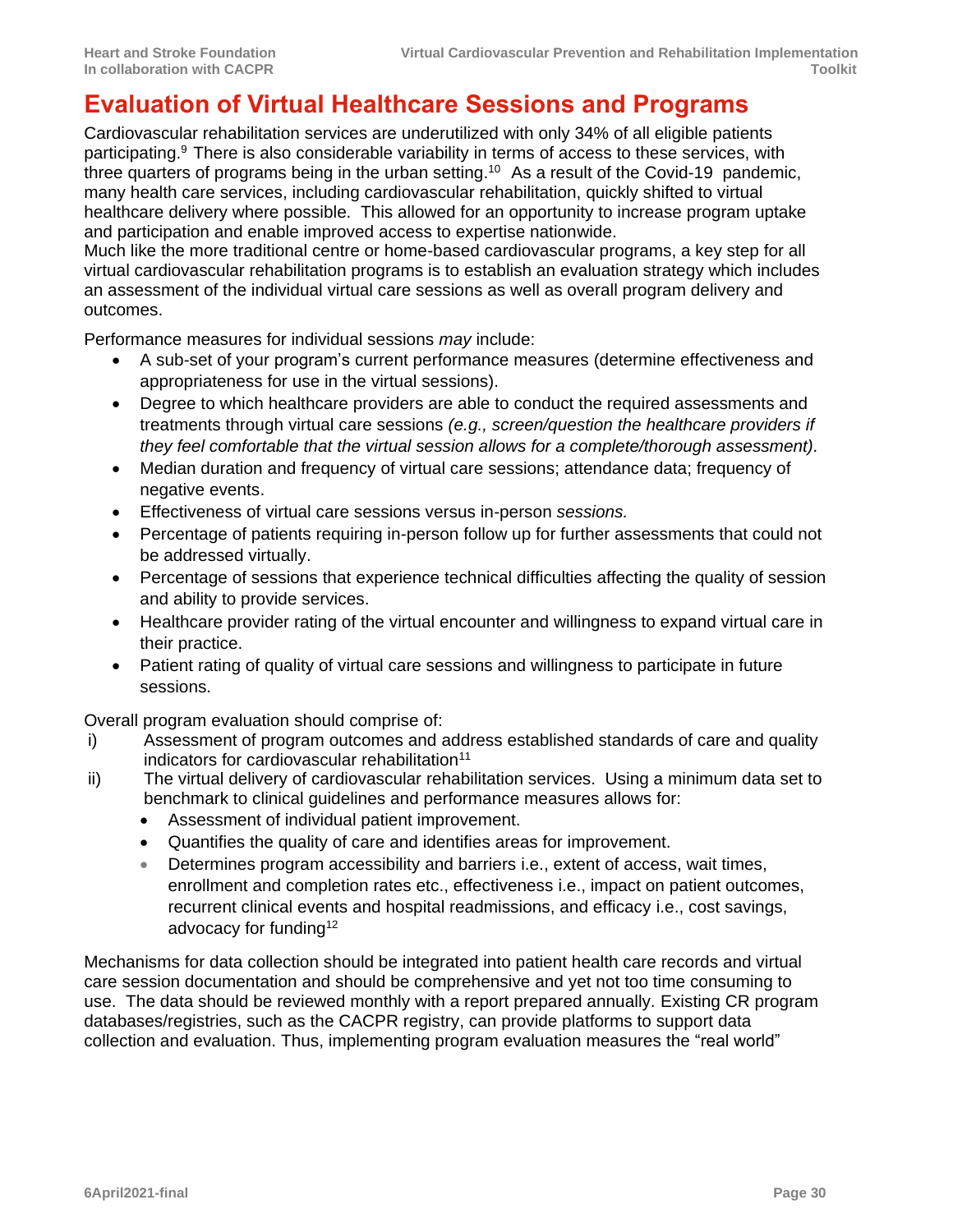# Evaluation of Virtual Healthcare Sessions and Programs

Cardiovascular rehabilitation services are underutilized with only 34% of all eligible patients participating.[9] There is also considerable variability in terms of access to these services, with three quarters of programs being in the urban setting.[10] As a result of the Covid-19 pandemic, many health care services, including cardiovascular rehabilitation, quickly shifted to virtual healthcare delivery where possible. This allowed for an opportunity to increase program uptake and participation and enable improved access to expertise nationwide.

Much like the more traditional centre or home-based cardiovascular programs, a key step for all virtual cardiovascular rehabilitation programs is to establish an evaluation strategy which includes an assessment of the individual virtual care sessions as well as overall program delivery and outcomes.

Performance measures for individual sessions *may* include:

- A sub-set of your program's current performance measures (determine effectiveness and appropriateness for use in the virtual sessions).
- Degree to which healthcare providers are able to conduct the required assessments and treatments through virtual care sessions *(e.g., screen/question the healthcare providers if they feel comfortable that the virtual session allows for a complete/thorough assessment).*
- Median duration and frequency of virtual care sessions; attendance data; frequency of negative events.
- Effectiveness of virtual care sessions versus in-person *sessions.*
- Percentage of patients requiring in-person follow up for further assessments that could not be addressed virtually.
- Percentage of sessions that experience technical difficulties affecting the quality of session and ability to provide services.
- Healthcare provider rating of the virtual encounter and willingness to expand virtual care in their practice.
- Patient rating of quality of virtual care sessions and willingness to participate in future sessions.

Overall program evaluation should comprise of:

i) Assessment of program outcomes and address established standards of care and quality indicators for cardiovascular rehabilitation[11]

ii) The virtual delivery of cardiovascular rehabilitation services. Using a minimum data set to benchmark to clinical guidelines and performance measures allows for:
   - Assessment of individual patient improvement.
   - Quantifies the quality of care and identifies areas for improvement.
   - Determines program accessibility and barriers i.e., extent of access, wait times, enrollment and completion rates etc., effectiveness i.e., impact on patient outcomes, recurrent clinical events and hospital readmissions, and efficacy i.e., cost savings, advocacy for funding[12]

Mechanisms for data collection should be integrated into patient health care records and virtual care session documentation and should be comprehensive and yet not too time consuming to use. The data should be reviewed monthly with a report prepared annually. Existing CR program databases/registries, such as the CACPR registry, can provide platforms to support data collection and evaluation. Thus, implementing program evaluation measures the "real world"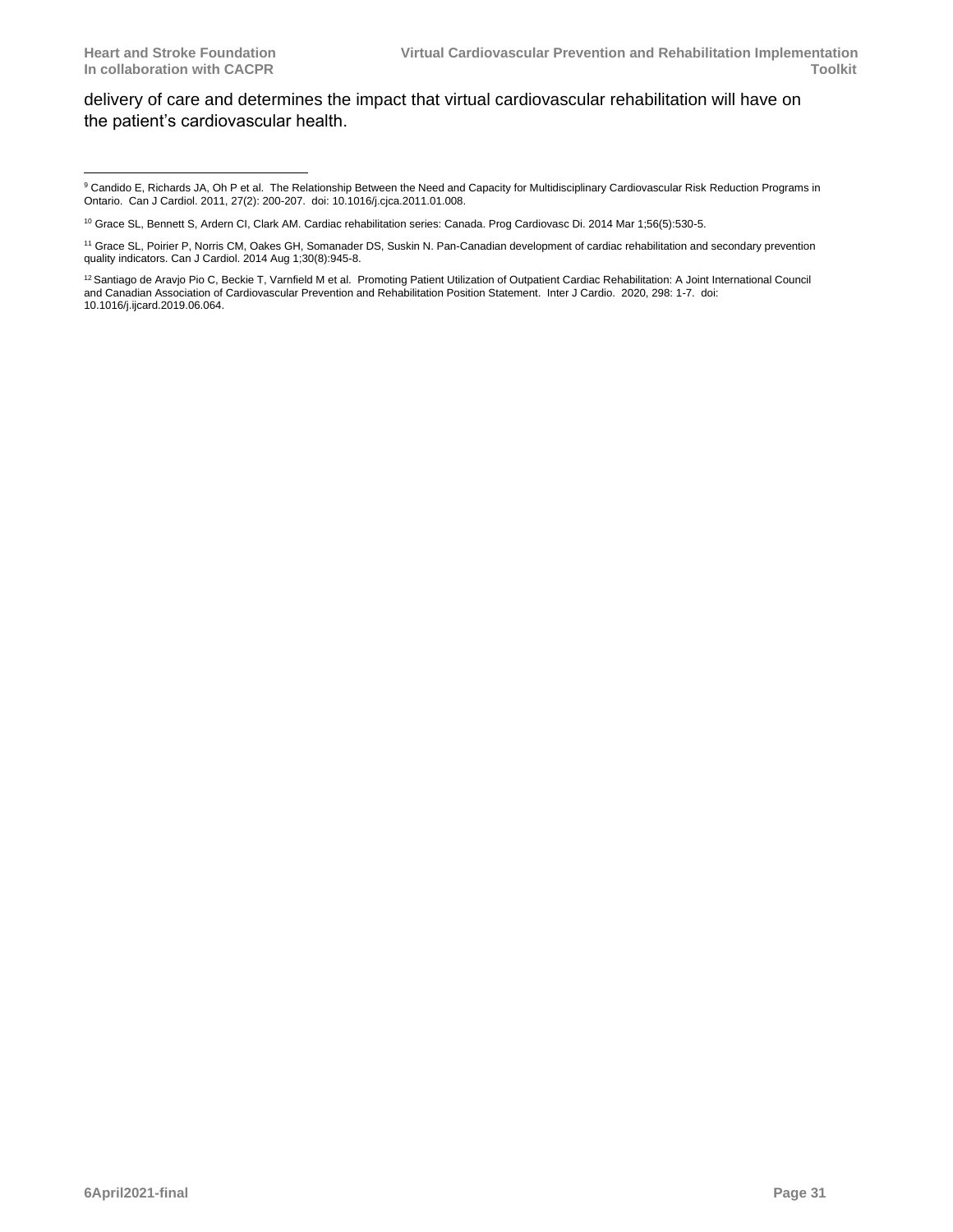delivery of care and determines the impact that virtual cardiovascular rehabilitation will have on the patient's cardiovascular health.

---

[9] Candido E, Richards JA, Oh P et al. The Relationship Between the Need and Capacity for Multidisciplinary Cardiovascular Risk Reduction Programs in Ontario. Can J Cardiol. 2011, 27(2): 200-207. doi: 10.1016/j.cjca.2011.01.008.

[10] Grace SL, Bennett S, Ardern CI, Clark AM. Cardiac rehabilitation series: Canada. Prog Cardiovasc Di. 2014 Mar 1;56(5):530-5.

[11] Grace SL, Poirier P, Norris CM, Oakes GH, Somanader DS, Suskin N. Pan-Canadian development of cardiac rehabilitation and secondary prevention quality indicators. Can J Cardiol. 2014 Aug 1;30(8):945-8.

[12] Santiago de Aravjo Pio C, Beckie T, Varnfield M et al. Promoting Patient Utilization of Outpatient Cardiac Rehabilitation: A Joint International Council and Canadian Association of Cardiovascular Prevention and Rehabilitation Position Statement. Inter J Cardio. 2020, 298: 1-7. doi: 10.1016/j.ijcard.2019.06.064.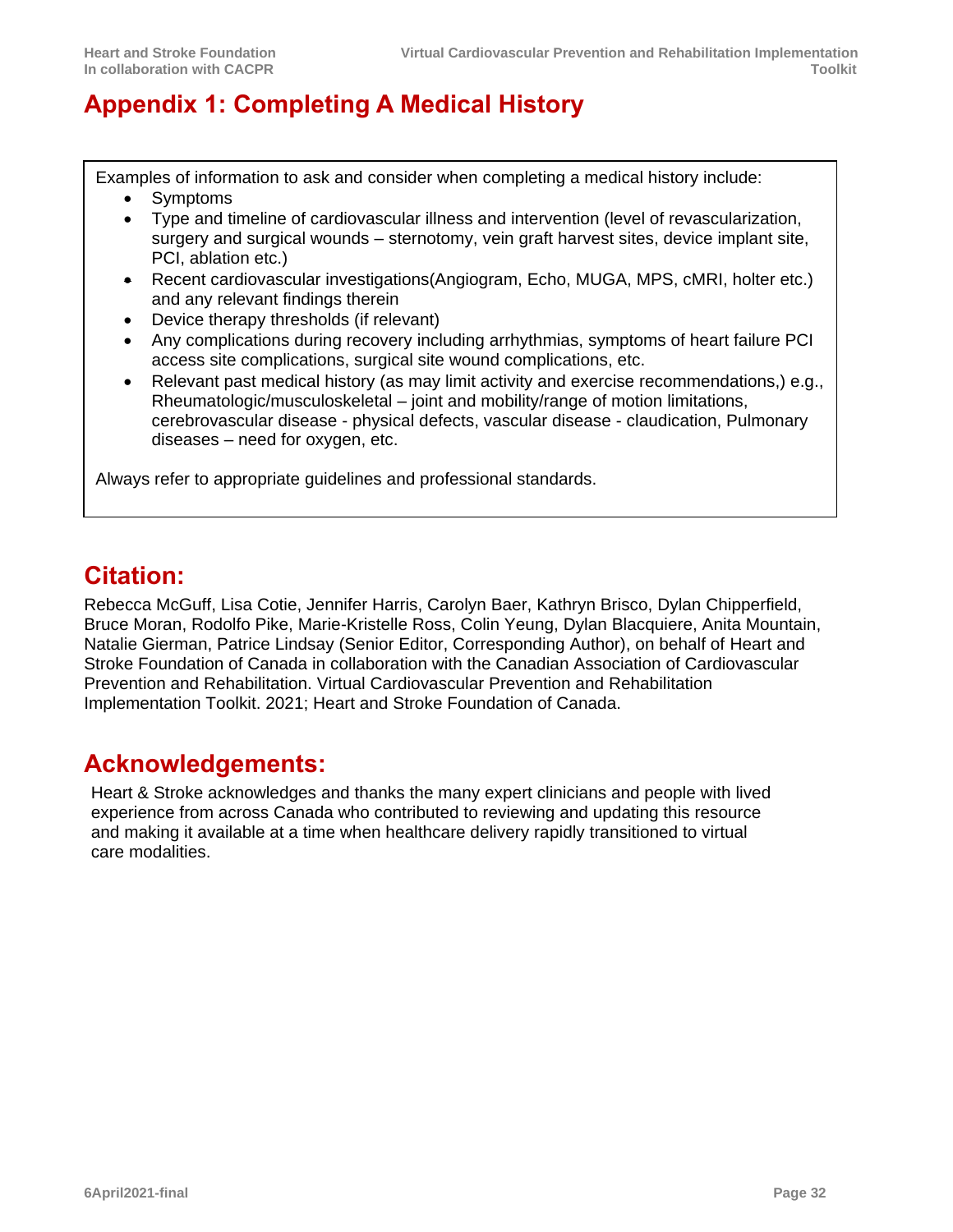# Appendix 1: Completing A Medical History

Examples of information to ask and consider when completing a medical history include:

- Symptoms
- Type and timeline of cardiovascular illness and intervention (level of revascularization, surgery and surgical wounds – sternotomy, vein graft harvest sites, device implant site, PCI, ablation etc.)
- Recent cardiovascular investigations(Angiogram, Echo, MUGA, MPS, cMRI, holter etc.) and any relevant findings therein
- Device therapy thresholds (if relevant)
- Any complications during recovery including arrhythmias, symptoms of heart failure PCI access site complications, surgical site wound complications, etc.
- Relevant past medical history (as may limit activity and exercise recommendations,) e.g., Rheumatologic/musculoskeletal – joint and mobility/range of motion limitations, cerebrovascular disease - physical defects, vascular disease - claudication, Pulmonary diseases – need for oxygen, etc.

Always refer to appropriate guidelines and professional standards.

## Citation:

Rebecca McGuff, Lisa Cotie, Jennifer Harris, Carolyn Baer, Kathryn Brisco, Dylan Chipperfield, Bruce Moran, Rodolfo Pike, Marie-Kristelle Ross, Colin Yeung, Dylan Blacquiere, Anita Mountain, Natalie Gierman, Patrice Lindsay (Senior Editor, Corresponding Author), on behalf of Heart and Stroke Foundation of Canada in collaboration with the Canadian Association of Cardiovascular Prevention and Rehabilitation. Virtual Cardiovascular Prevention and Rehabilitation Implementation Toolkit. 2021; Heart and Stroke Foundation of Canada.

## Acknowledgements:

Heart & Stroke acknowledges and thanks the many expert clinicians and people with lived experience from across Canada who contributed to reviewing and updating this resource and making it available at a time when healthcare delivery rapidly transitioned to virtual care modalities.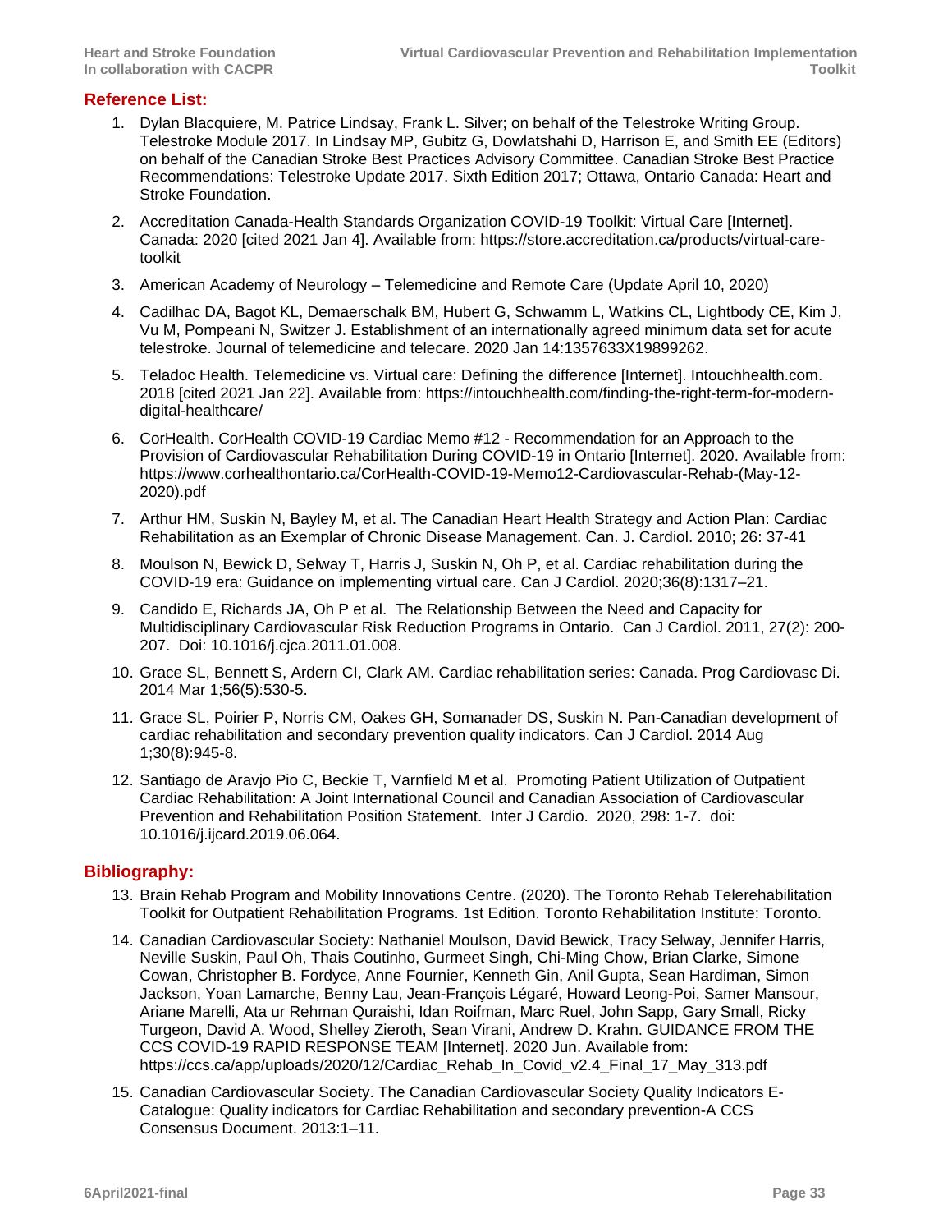## Reference List:

1. Dylan Blacquiere, M. Patrice Lindsay, Frank L. Silver; on behalf of the Telestroke Writing Group. Telestroke Module 2017. In Lindsay MP, Gubitz G, Dowlatshahi D, Harrison E, and Smith EE (Editors) on behalf of the Canadian Stroke Best Practices Advisory Committee. Canadian Stroke Best Practice Recommendations: Telestroke Update 2017. Sixth Edition 2017; Ottawa, Ontario Canada: Heart and Stroke Foundation.
2. Accreditation Canada-Health Standards Organization COVID-19 Toolkit: Virtual Care [Internet]. Canada: 2020 [cited 2021 Jan 4]. Available from: https://store.accreditation.ca/products/virtual-care-toolkit
3. American Academy of Neurology – Telemedicine and Remote Care (Update April 10, 2020)
4. Cadilhac DA, Bagot KL, Demaerschalk BM, Hubert G, Schwamm L, Watkins CL, Lightbody CE, Kim J, Vu M, Pompeani N, Switzer J. Establishment of an internationally agreed minimum data set for acute telestroke. Journal of telemedicine and telecare. 2020 Jan 14:1357633X19899262.
5. Teladoc Health. Telemedicine vs. Virtual care: Defining the difference [Internet]. Intouchhealth.com. 2018 [cited 2021 Jan 22]. Available from: https://intouchhealth.com/finding-the-right-term-for-modern-digital-healthcare/
6. CorHealth. CorHealth COVID-19 Cardiac Memo #12 - Recommendation for an Approach to the Provision of Cardiovascular Rehabilitation During COVID-19 in Ontario [Internet]. 2020. Available from: https://www.corhealthontario.ca/CorHealth-COVID-19-Memo12-Cardiovascular-Rehab-(May-12-2020).pdf
7. Arthur HM, Suskin N, Bayley M, et al. The Canadian Heart Health Strategy and Action Plan: Cardiac Rehabilitation as an Exemplar of Chronic Disease Management. Can. J. Cardiol. 2010; 26: 37-41
8. Moulson N, Bewick D, Selway T, Harris J, Suskin N, Oh P, et al. Cardiac rehabilitation during the COVID-19 era: Guidance on implementing virtual care. Can J Cardiol. 2020;36(8):1317–21.
9. Candido E, Richards JA, Oh P et al. The Relationship Between the Need and Capacity for Multidisciplinary Cardiovascular Risk Reduction Programs in Ontario. Can J Cardiol. 2011, 27(2): 200-207. Doi: 10.1016/j.cjca.2011.01.008.
10. Grace SL, Bennett S, Ardern CI, Clark AM. Cardiac rehabilitation series: Canada. Prog Cardiovasc Di. 2014 Mar 1;56(5):530-5.
11. Grace SL, Poirier P, Norris CM, Oakes GH, Somanader DS, Suskin N. Pan-Canadian development of cardiac rehabilitation and secondary prevention quality indicators. Can J Cardiol. 2014 Aug 1;30(8):945-8.
12. Santiago de Aravjo Pio C, Beckie T, Varnfield M et al. Promoting Patient Utilization of Outpatient Cardiac Rehabilitation: A Joint International Council and Canadian Association of Cardiovascular Prevention and Rehabilitation Position Statement. Inter J Cardio. 2020, 298: 1-7. doi: 10.1016/j.ijcard.2019.06.064.

## Bibliography:

13. Brain Rehab Program and Mobility Innovations Centre. (2020). The Toronto Rehab Telerehabilitation Toolkit for Outpatient Rehabilitation Programs. 1st Edition. Toronto Rehabilitation Institute: Toronto.
14. Canadian Cardiovascular Society: Nathaniel Moulson, David Bewick, Tracy Selway, Jennifer Harris, Neville Suskin, Paul Oh, Thais Coutinho, Gurmeet Singh, Chi-Ming Chow, Brian Clarke, Simone Cowan, Christopher B. Fordyce, Anne Fournier, Kenneth Gin, Anil Gupta, Sean Hardiman, Simon Jackson, Yoan Lamarche, Benny Lau, Jean-François Légaré, Howard Leong-Poi, Samer Mansour, Ariane Marelli, Ata ur Rehman Quraishi, Idan Roifman, Marc Ruel, John Sapp, Gary Small, Ricky Turgeon, David A. Wood, Shelley Zieroth, Sean Virani, Andrew D. Krahn. GUIDANCE FROM THE CCS COVID-19 RAPID RESPONSE TEAM [Internet]. 2020 Jun. Available from: https://ccs.ca/app/uploads/2020/12/Cardiac_Rehab_In_Covid_v2.4_Final_17_May_313.pdf
15. Canadian Cardiovascular Society. The Canadian Cardiovascular Society Quality Indicators E-Catalogue: Quality indicators for Cardiac Rehabilitation and secondary prevention-A CCS Consensus Document. 2013:1–11.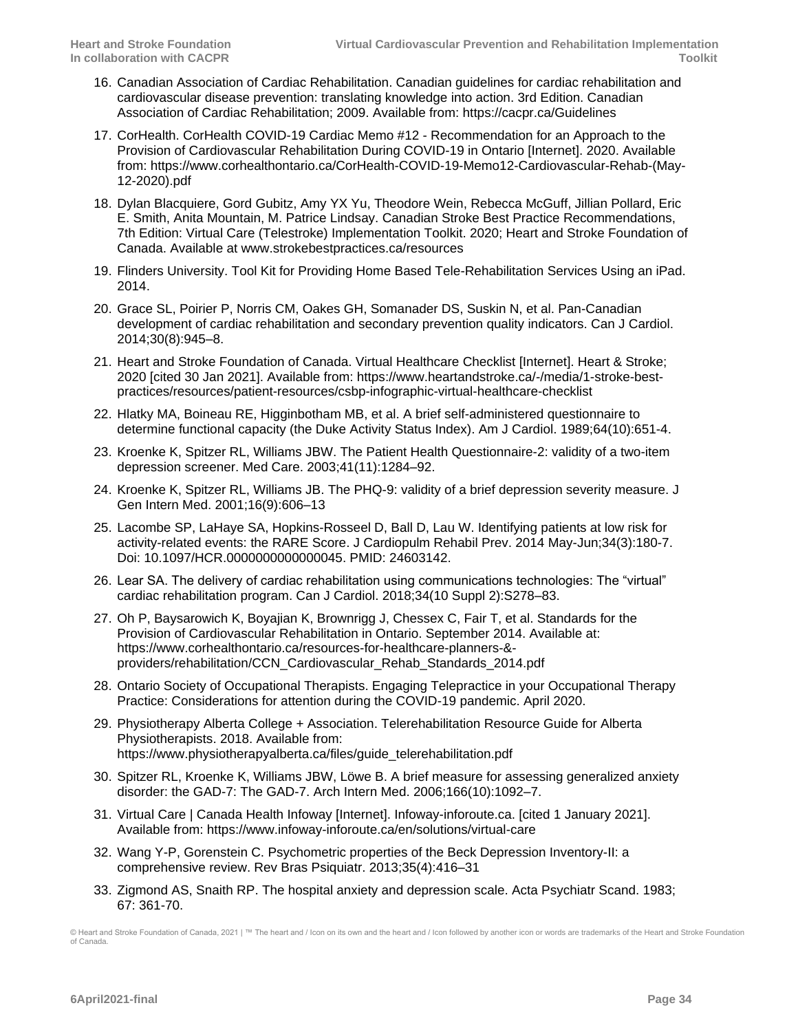16. Canadian Association of Cardiac Rehabilitation. Canadian guidelines for cardiac rehabilitation and cardiovascular disease prevention: translating knowledge into action. 3rd Edition. Canadian Association of Cardiac Rehabilitation; 2009. Available from: https://cacpr.ca/Guidelines

17. CorHealth. CorHealth COVID-19 Cardiac Memo #12 - Recommendation for an Approach to the Provision of Cardiovascular Rehabilitation During COVID-19 in Ontario [Internet]. 2020. Available from: https://www.corhealthontario.ca/CorHealth-COVID-19-Memo12-Cardiovascular-Rehab-(May-12-2020).pdf

18. Dylan Blacquiere, Gord Gubitz, Amy YX Yu, Theodore Wein, Rebecca McGuff, Jillian Pollard, Eric E. Smith, Anita Mountain, M. Patrice Lindsay. Canadian Stroke Best Practice Recommendations, 7th Edition: Virtual Care (Telestroke) Implementation Toolkit. 2020; Heart and Stroke Foundation of Canada. Available at www.strokebestpractices.ca/resources

19. Flinders University. Tool Kit for Providing Home Based Tele-Rehabilitation Services Using an iPad. 2014.

20. Grace SL, Poirier P, Norris CM, Oakes GH, Somanader DS, Suskin N, et al. Pan-Canadian development of cardiac rehabilitation and secondary prevention quality indicators. Can J Cardiol. 2014;30(8):945–8.

21. Heart and Stroke Foundation of Canada. Virtual Healthcare Checklist [Internet]. Heart & Stroke; 2020 [cited 30 Jan 2021]. Available from: https://www.heartandstroke.ca/-/media/1-stroke-best-practices/resources/patient-resources/csbp-infographic-virtual-healthcare-checklist

22. Hlatky MA, Boineau RE, Higginbotham MB, et al. A brief self-administered questionnaire to determine functional capacity (the Duke Activity Status Index). Am J Cardiol. 1989;64(10):651-4.

23. Kroenke K, Spitzer RL, Williams JBW. The Patient Health Questionnaire-2: validity of a two-item depression screener. Med Care. 2003;41(11):1284–92.

24. Kroenke K, Spitzer RL, Williams JB. The PHQ-9: validity of a brief depression severity measure. J Gen Intern Med. 2001;16(9):606–13

25. Lacombe SP, LaHaye SA, Hopkins-Rosseel D, Ball D, Lau W. Identifying patients at low risk for activity-related events: the RARE Score. J Cardiopulm Rehabil Prev. 2014 May-Jun;34(3):180-7. Doi: 10.1097/HCR.0000000000000045. PMID: 24603142.

26. Lear SA. The delivery of cardiac rehabilitation using communications technologies: The "virtual" cardiac rehabilitation program. Can J Cardiol. 2018;34(10 Suppl 2):S278–83.

27. Oh P, Baysarowich K, Boyajian K, Brownrigg J, Chessex C, Fair T, et al. Standards for the Provision of Cardiovascular Rehabilitation in Ontario. September 2014. Available at: https://www.corhealthontario.ca/resources-for-healthcare-planners-&-providers/rehabilitation/CCN_Cardiovascular_Rehab_Standards_2014.pdf

28. Ontario Society of Occupational Therapists. Engaging Telepractice in your Occupational Therapy Practice: Considerations for attention during the COVID-19 pandemic. April 2020.

29. Physiotherapy Alberta College + Association. Telerehabilitation Resource Guide for Alberta Physiotherapists. 2018. Available from: https://www.physiotherapyalberta.ca/files/guide_telerehabilitation.pdf

30. Spitzer RL, Kroenke K, Williams JBW, Löwe B. A brief measure for assessing generalized anxiety disorder: the GAD-7: The GAD-7. Arch Intern Med. 2006;166(10):1092–7.

31. Virtual Care | Canada Health Infoway [Internet]. Infoway-inforoute.ca. [cited 1 January 2021]. Available from: https://www.infoway-inforoute.ca/en/solutions/virtual-care

32. Wang Y-P, Gorenstein C. Psychometric properties of the Beck Depression Inventory-II: a comprehensive review. Rev Bras Psiquiatr. 2013;35(4):416–31

33. Zigmond AS, Snaith RP. The hospital anxiety and depression scale. Acta Psychiatr Scand. 1983; 67: 361-70.

© Heart and Stroke Foundation of Canada, 2021 | ™ The heart and / Icon on its own and the heart and / Icon followed by another icon or words are trademarks of the Heart and Stroke Foundation of Canada.